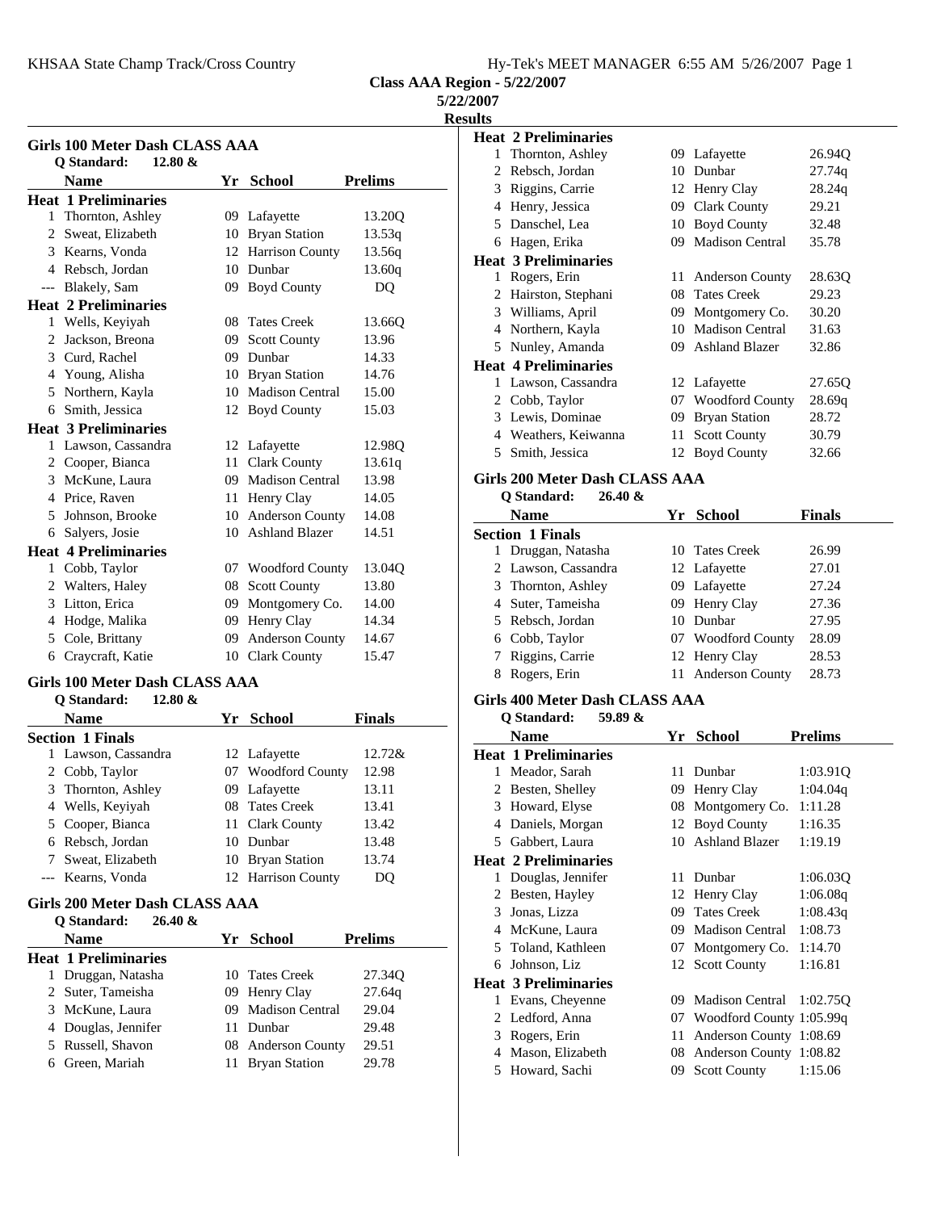# Class AAA Region - 5/22/2007

5/22/2007

## Results

### Girls 100 Meter Dash CLASS AAA

Q Standard: 12.80 &

| | Name | Yr | School | Prelims |
|---|---|---|---|---|
| **Heat 1 Preliminaries** | | | | |
| 1 | Thornton, Ashley | 09 | Lafayette | 13.20Q |
| 2 | Sweat, Elizabeth | 10 | Bryan Station | 13.53q |
| 3 | Kearns, Vonda | 12 | Harrison County | 13.56q |
| 4 | Rebsch, Jordan | 10 | Dunbar | 13.60q |
| --- | Blakely, Sam | 09 | Boyd County | DQ |
| **Heat 2 Preliminaries** | | | | |
| 1 | Wells, Keyiyah | 08 | Tates Creek | 13.66Q |
| 2 | Jackson, Breona | 09 | Scott County | 13.96 |
| 3 | Curd, Rachel | 09 | Dunbar | 14.33 |
| 4 | Young, Alisha | 10 | Bryan Station | 14.76 |
| 5 | Northern, Kayla | 10 | Madison Central | 15.00 |
| 6 | Smith, Jessica | 12 | Boyd County | 15.03 |
| **Heat 3 Preliminaries** | | | | |
| 1 | Lawson, Cassandra | 12 | Lafayette | 12.98Q |
| 2 | Cooper, Bianca | 11 | Clark County | 13.61q |
| 3 | McKune, Laura | 09 | Madison Central | 13.98 |
| 4 | Price, Raven | 11 | Henry Clay | 14.05 |
| 5 | Johnson, Brooke | 10 | Anderson County | 14.08 |
| 6 | Salyers, Josie | 10 | Ashland Blazer | 14.51 |
| **Heat 4 Preliminaries** | | | | |
| 1 | Cobb, Taylor | 07 | Woodford County | 13.04Q |
| 2 | Walters, Haley | 08 | Scott County | 13.80 |
| 3 | Litton, Erica | 09 | Montgomery Co. | 14.00 |
| 4 | Hodge, Malika | 09 | Henry Clay | 14.34 |
| 5 | Cole, Brittany | 09 | Anderson County | 14.67 |
| 6 | Craycraft, Katie | 10 | Clark County | 15.47 |

### Girls 100 Meter Dash CLASS AAA

Q Standard: 12.80 &

| | Name | Yr | School | Finals |
|---|---|---|---|---|
| **Section 1 Finals** | | | | |
| 1 | Lawson, Cassandra | 12 | Lafayette | 12.72& |
| 2 | Cobb, Taylor | 07 | Woodford County | 12.98 |
| 3 | Thornton, Ashley | 09 | Lafayette | 13.11 |
| 4 | Wells, Keyiyah | 08 | Tates Creek | 13.41 |
| 5 | Cooper, Bianca | 11 | Clark County | 13.42 |
| 6 | Rebsch, Jordan | 10 | Dunbar | 13.48 |
| 7 | Sweat, Elizabeth | 10 | Bryan Station | 13.74 |
| --- | Kearns, Vonda | 12 | Harrison County | DQ |

### Girls 200 Meter Dash CLASS AAA

Q Standard: 26.40 &

| | Name | Yr | School | Prelims |
|---|---|---|---|---|
| **Heat 1 Preliminaries** | | | | |
| 1 | Druggan, Natasha | 10 | Tates Creek | 27.34Q |
| 2 | Suter, Tameisha | 09 | Henry Clay | 27.64q |
| 3 | McKune, Laura | 09 | Madison Central | 29.04 |
| 4 | Douglas, Jennifer | 11 | Dunbar | 29.48 |
| 5 | Russell, Shavon | 08 | Anderson County | 29.51 |
| 6 | Green, Mariah | 11 | Bryan Station | 29.78 |
| **Heat 2 Preliminaries** | | | | |
| 1 | Thornton, Ashley | 09 | Lafayette | 26.94Q |
| 2 | Rebsch, Jordan | 10 | Dunbar | 27.74q |
| 3 | Riggins, Carrie | 12 | Henry Clay | 28.24q |
| 4 | Henry, Jessica | 09 | Clark County | 29.21 |
| 5 | Danschel, Lea | 10 | Boyd County | 32.48 |
| 6 | Hagen, Erika | 09 | Madison Central | 35.78 |
| **Heat 3 Preliminaries** | | | | |
| 1 | Rogers, Erin | 11 | Anderson County | 28.63Q |
| 2 | Hairston, Stephani | 08 | Tates Creek | 29.23 |
| 3 | Williams, April | 09 | Montgomery Co. | 30.20 |
| 4 | Northern, Kayla | 10 | Madison Central | 31.63 |
| 5 | Nunley, Amanda | 09 | Ashland Blazer | 32.86 |
| **Heat 4 Preliminaries** | | | | |
| 1 | Lawson, Cassandra | 12 | Lafayette | 27.65Q |
| 2 | Cobb, Taylor | 07 | Woodford County | 28.69q |
| 3 | Lewis, Dominae | 09 | Bryan Station | 28.72 |
| 4 | Weathers, Keiwanna | 11 | Scott County | 30.79 |
| 5 | Smith, Jessica | 12 | Boyd County | 32.66 |

### Girls 200 Meter Dash CLASS AAA

Q Standard: 26.40 &

| | Name | Yr | School | Finals |
|---|---|---|---|---|
| **Section 1 Finals** | | | | |
| 1 | Druggan, Natasha | 10 | Tates Creek | 26.99 |
| 2 | Lawson, Cassandra | 12 | Lafayette | 27.01 |
| 3 | Thornton, Ashley | 09 | Lafayette | 27.24 |
| 4 | Suter, Tameisha | 09 | Henry Clay | 27.36 |
| 5 | Rebsch, Jordan | 10 | Dunbar | 27.95 |
| 6 | Cobb, Taylor | 07 | Woodford County | 28.09 |
| 7 | Riggins, Carrie | 12 | Henry Clay | 28.53 |
| 8 | Rogers, Erin | 11 | Anderson County | 28.73 |

### Girls 400 Meter Dash CLASS AAA

Q Standard: 59.89 &

| | Name | Yr | School | Prelims |
|---|---|---|---|---|
| **Heat 1 Preliminaries** | | | | |
| 1 | Meador, Sarah | 11 | Dunbar | 1:03.91Q |
| 2 | Besten, Shelley | 09 | Henry Clay | 1:04.04q |
| 3 | Howard, Elyse | 08 | Montgomery Co. | 1:11.28 |
| 4 | Daniels, Morgan | 12 | Boyd County | 1:16.35 |
| 5 | Gabbert, Laura | 10 | Ashland Blazer | 1:19.19 |
| **Heat 2 Preliminaries** | | | | |
| 1 | Douglas, Jennifer | 11 | Dunbar | 1:06.03Q |
| 2 | Besten, Hayley | 12 | Henry Clay | 1:06.08q |
| 3 | Jonas, Lizza | 09 | Tates Creek | 1:08.43q |
| 4 | McKune, Laura | 09 | Madison Central | 1:08.73 |
| 5 | Toland, Kathleen | 07 | Montgomery Co. | 1:14.70 |
| 6 | Johnson, Liz | 12 | Scott County | 1:16.81 |
| **Heat 3 Preliminaries** | | | | |
| 1 | Evans, Cheyenne | 09 | Madison Central | 1:02.75Q |
| 2 | Ledford, Anna | 07 | Woodford County | 1:05.99q |
| 3 | Rogers, Erin | 11 | Anderson County | 1:08.69 |
| 4 | Mason, Elizabeth | 08 | Anderson County | 1:08.82 |
| 5 | Howard, Sachi | 09 | Scott County | 1:15.06 |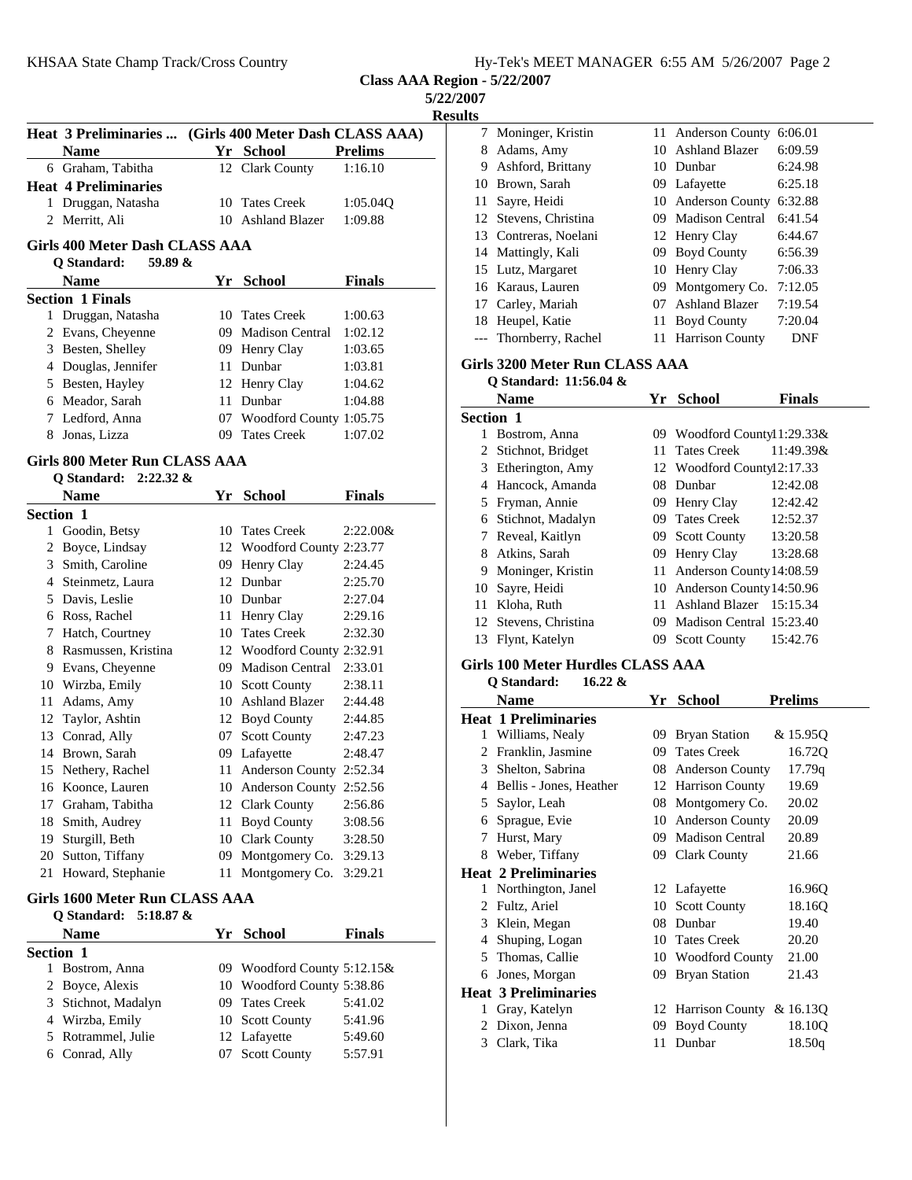**Class AAA Region - 5/22/2007**

**5/22/2007**

**Results**

### Heat 3 Preliminaries ... (Girls 400 Meter Dash CLASS AAA)

| | Name | Yr | School | Prelims |
|---|---|---|---|---|
| 6 | Graham, Tabitha | 12 | Clark County | 1:16.10 |
| **Heat 4 Preliminaries** | | | | |
| 1 | Druggan, Natasha | 10 | Tates Creek | 1:05.04Q |
| 2 | Merritt, Ali | 10 | Ashland Blazer | 1:09.88 |

### Girls 400 Meter Dash CLASS AAA

Q Standard: 59.89 &

| | Name | Yr | School | Finals |
|---|---|---|---|---|
| **Section 1 Finals** | | | | |
| 1 | Druggan, Natasha | 10 | Tates Creek | 1:00.63 |
| 2 | Evans, Cheyenne | 09 | Madison Central | 1:02.12 |
| 3 | Besten, Shelley | 09 | Henry Clay | 1:03.65 |
| 4 | Douglas, Jennifer | 11 | Dunbar | 1:03.81 |
| 5 | Besten, Hayley | 12 | Henry Clay | 1:04.62 |
| 6 | Meador, Sarah | 11 | Dunbar | 1:04.88 |
| 7 | Ledford, Anna | 07 | Woodford County | 1:05.75 |
| 8 | Jonas, Lizza | 09 | Tates Creek | 1:07.02 |

### Girls 800 Meter Run CLASS AAA

Q Standard: 2:22.32 &

| | Name | Yr | School | Finals |
|---|---|---|---|---|
| **Section 1** | | | | |
| 1 | Goodin, Betsy | 10 | Tates Creek | 2:22.00& |
| 2 | Boyce, Lindsay | 12 | Woodford County | 2:23.77 |
| 3 | Smith, Caroline | 09 | Henry Clay | 2:24.45 |
| 4 | Steinmetz, Laura | 12 | Dunbar | 2:25.70 |
| 5 | Davis, Leslie | 10 | Dunbar | 2:27.04 |
| 6 | Ross, Rachel | 11 | Henry Clay | 2:29.16 |
| 7 | Hatch, Courtney | 10 | Tates Creek | 2:32.30 |
| 8 | Rasmussen, Kristina | 12 | Woodford County | 2:32.91 |
| 9 | Evans, Cheyenne | 09 | Madison Central | 2:33.01 |
| 10 | Wirzba, Emily | 10 | Scott County | 2:38.11 |
| 11 | Adams, Amy | 10 | Ashland Blazer | 2:44.48 |
| 12 | Taylor, Ashtin | 12 | Boyd County | 2:44.85 |
| 13 | Conrad, Ally | 07 | Scott County | 2:47.23 |
| 14 | Brown, Sarah | 09 | Lafayette | 2:48.47 |
| 15 | Nethery, Rachel | 11 | Anderson County | 2:52.34 |
| 16 | Koonce, Lauren | 10 | Anderson County | 2:52.56 |
| 17 | Graham, Tabitha | 12 | Clark County | 2:56.86 |
| 18 | Smith, Audrey | 11 | Boyd County | 3:08.56 |
| 19 | Sturgill, Beth | 10 | Clark County | 3:28.50 |
| 20 | Sutton, Tiffany | 09 | Montgomery Co. | 3:29.13 |
| 21 | Howard, Stephanie | 11 | Montgomery Co. | 3:29.21 |

### Girls 1600 Meter Run CLASS AAA

Q Standard: 5:18.87 &

| | Name | Yr | School | Finals |
|---|---|---|---|---|
| **Section 1** | | | | |
| 1 | Bostrom, Anna | 09 | Woodford County | 5:12.15& |
| 2 | Boyce, Alexis | 10 | Woodford County | 5:38.86 |
| 3 | Stichnot, Madalyn | 09 | Tates Creek | 5:41.02 |
| 4 | Wirzba, Emily | 10 | Scott County | 5:41.96 |
| 5 | Rotrammel, Julie | 12 | Lafayette | 5:49.60 |
| 6 | Conrad, Ally | 07 | Scott County | 5:57.91 |
| 7 | Moninger, Kristin | 11 | Anderson County | 6:06.01 |
| 8 | Adams, Amy | 10 | Ashland Blazer | 6:09.59 |
| 9 | Ashford, Brittany | 10 | Dunbar | 6:24.98 |
| 10 | Brown, Sarah | 09 | Lafayette | 6:25.18 |
| 11 | Sayre, Heidi | 10 | Anderson County | 6:32.88 |
| 12 | Stevens, Christina | 09 | Madison Central | 6:41.54 |
| 13 | Contreras, Noelani | 12 | Henry Clay | 6:44.67 |
| 14 | Mattingly, Kali | 09 | Boyd County | 6:56.39 |
| 15 | Lutz, Margaret | 10 | Henry Clay | 7:06.33 |
| 16 | Karaus, Lauren | 09 | Montgomery Co. | 7:12.05 |
| 17 | Carley, Mariah | 07 | Ashland Blazer | 7:19.54 |
| 18 | Heupel, Katie | 11 | Boyd County | 7:20.04 |
| --- | Thornberry, Rachel | 11 | Harrison County | DNF |

### Girls 3200 Meter Run CLASS AAA

Q Standard: 11:56.04 &

| | Name | Yr | School | Finals |
|---|---|---|---|---|
| **Section 1** | | | | |
| 1 | Bostrom, Anna | 09 | Woodford County | 11:29.33& |
| 2 | Stichnot, Bridget | 11 | Tates Creek | 11:49.39& |
| 3 | Etherington, Amy | 12 | Woodford County | 12:17.33 |
| 4 | Hancock, Amanda | 08 | Dunbar | 12:42.08 |
| 5 | Fryman, Annie | 09 | Henry Clay | 12:42.42 |
| 6 | Stichnot, Madalyn | 09 | Tates Creek | 12:52.37 |
| 7 | Reveal, Kaitlyn | 09 | Scott County | 13:20.58 |
| 8 | Atkins, Sarah | 09 | Henry Clay | 13:28.68 |
| 9 | Moninger, Kristin | 11 | Anderson County | 14:08.59 |
| 10 | Sayre, Heidi | 10 | Anderson County | 14:50.96 |
| 11 | Kloha, Ruth | 11 | Ashland Blazer | 15:15.34 |
| 12 | Stevens, Christina | 09 | Madison Central | 15:23.40 |
| 13 | Flynt, Katelyn | 09 | Scott County | 15:42.76 |

### Girls 100 Meter Hurdles CLASS AAA

Q Standard: 16.22 &

| | Name | Yr | School | Prelims |
|---|---|---|---|---|
| **Heat 1 Preliminaries** | | | | |
| 1 | Williams, Nealy | 09 | Bryan Station | & 15.95Q |
| 2 | Franklin, Jasmine | 09 | Tates Creek | 16.72Q |
| 3 | Shelton, Sabrina | 08 | Anderson County | 17.79q |
| 4 | Bellis - Jones, Heather | 12 | Harrison County | 19.69 |
| 5 | Saylor, Leah | 08 | Montgomery Co. | 20.02 |
| 6 | Sprague, Evie | 10 | Anderson County | 20.09 |
| 7 | Hurst, Mary | 09 | Madison Central | 20.89 |
| 8 | Weber, Tiffany | 09 | Clark County | 21.66 |
| **Heat 2 Preliminaries** | | | | |
| 1 | Northington, Janel | 12 | Lafayette | 16.96Q |
| 2 | Fultz, Ariel | 10 | Scott County | 18.16Q |
| 3 | Klein, Megan | 08 | Dunbar | 19.40 |
| 4 | Shuping, Logan | 10 | Tates Creek | 20.20 |
| 5 | Thomas, Callie | 10 | Woodford County | 21.00 |
| 6 | Jones, Morgan | 09 | Bryan Station | 21.43 |
| **Heat 3 Preliminaries** | | | | |
| 1 | Gray, Katelyn | 12 | Harrison County | & 16.13Q |
| 2 | Dixon, Jenna | 09 | Boyd County | 18.10Q |
| 3 | Clark, Tika | 11 | Dunbar | 18.50q |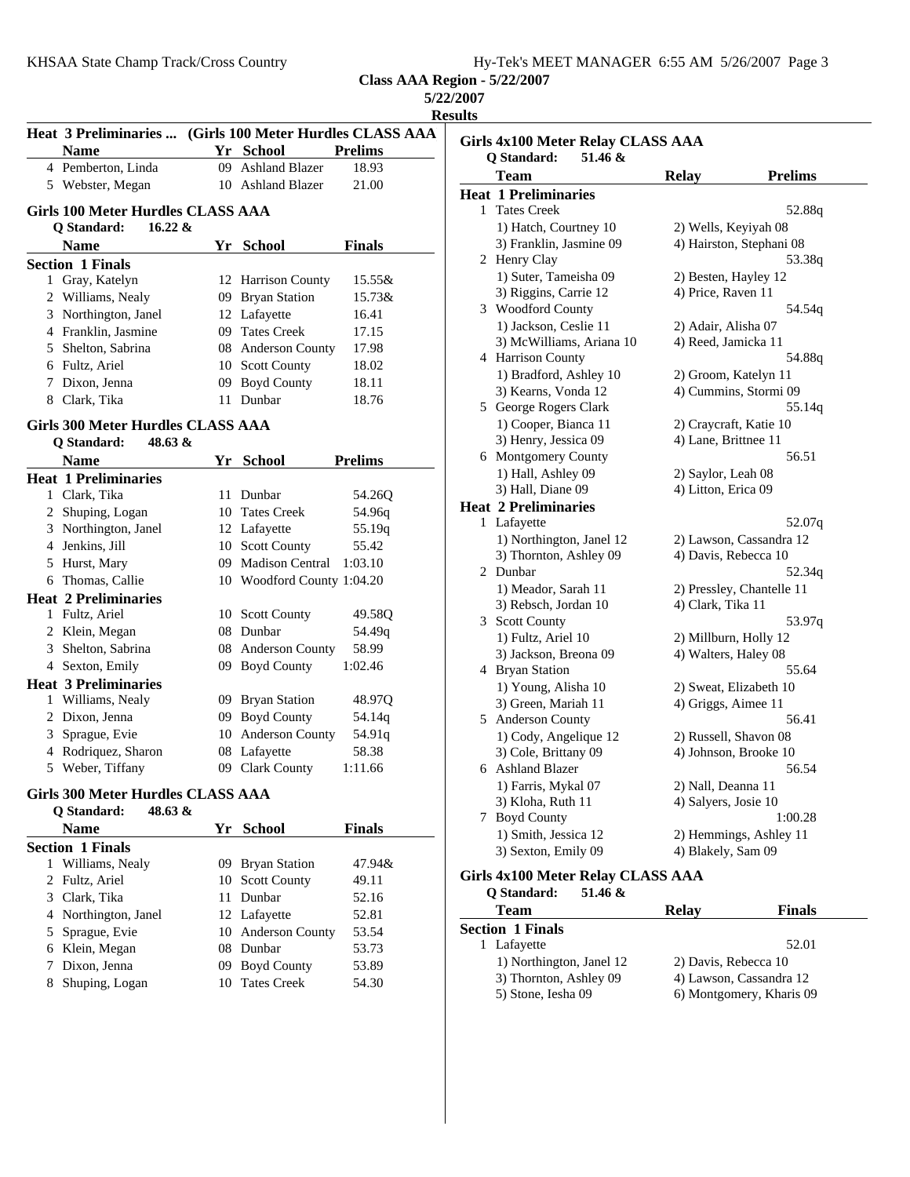**Class AAA Region - 5/22/2007**

**5/22/2007**

**Results**

### Heat 3 Preliminaries ... (Girls 100 Meter Hurdles CLASS AAA)

| | Name | Yr | School | Prelims |
|---|---|---|---|---|
| 4 | Pemberton, Linda | 09 | Ashland Blazer | 18.93 |
| 5 | Webster, Megan | 10 | Ashland Blazer | 21.00 |

### Girls 100 Meter Hurdles CLASS AAA

**Q Standard: 16.22 &**

| | Name | Yr | School | Finals |
|---|---|---|---|---|
| **Section 1 Finals** | | | | |
| 1 | Gray, Katelyn | 12 | Harrison County | 15.55& |
| 2 | Williams, Nealy | 09 | Bryan Station | 15.73& |
| 3 | Northington, Janel | 12 | Lafayette | 16.41 |
| 4 | Franklin, Jasmine | 09 | Tates Creek | 17.15 |
| 5 | Shelton, Sabrina | 08 | Anderson County | 17.98 |
| 6 | Fultz, Ariel | 10 | Scott County | 18.02 |
| 7 | Dixon, Jenna | 09 | Boyd County | 18.11 |
| 8 | Clark, Tika | 11 | Dunbar | 18.76 |

### Girls 300 Meter Hurdles CLASS AAA

**Q Standard: 48.63 &**

| | Name | Yr | School | Prelims |
|---|---|---|---|---|
| **Heat 1 Preliminaries** | | | | |
| 1 | Clark, Tika | 11 | Dunbar | 54.26Q |
| 2 | Shuping, Logan | 10 | Tates Creek | 54.96q |
| 3 | Northington, Janel | 12 | Lafayette | 55.19q |
| 4 | Jenkins, Jill | 10 | Scott County | 55.42 |
| 5 | Hurst, Mary | 09 | Madison Central | 1:03.10 |
| 6 | Thomas, Callie | 10 | Woodford County | 1:04.20 |
| **Heat 2 Preliminaries** | | | | |
| 1 | Fultz, Ariel | 10 | Scott County | 49.58Q |
| 2 | Klein, Megan | 08 | Dunbar | 54.49q |
| 3 | Shelton, Sabrina | 08 | Anderson County | 58.99 |
| 4 | Sexton, Emily | 09 | Boyd County | 1:02.46 |
| **Heat 3 Preliminaries** | | | | |
| 1 | Williams, Nealy | 09 | Bryan Station | 48.97Q |
| 2 | Dixon, Jenna | 09 | Boyd County | 54.14q |
| 3 | Sprague, Evie | 10 | Anderson County | 54.91q |
| 4 | Rodriquez, Sharon | 08 | Lafayette | 58.38 |
| 5 | Weber, Tiffany | 09 | Clark County | 1:11.66 |

### Girls 300 Meter Hurdles CLASS AAA

**Q Standard: 48.63 &**

| | Name | Yr | School | Finals |
|---|---|---|---|---|
| **Section 1 Finals** | | | | |
| 1 | Williams, Nealy | 09 | Bryan Station | 47.94& |
| 2 | Fultz, Ariel | 10 | Scott County | 49.11 |
| 3 | Clark, Tika | 11 | Dunbar | 52.16 |
| 4 | Northington, Janel | 12 | Lafayette | 52.81 |
| 5 | Sprague, Evie | 10 | Anderson County | 53.54 |
| 6 | Klein, Megan | 08 | Dunbar | 53.73 |
| 7 | Dixon, Jenna | 09 | Boyd County | 53.89 |
| 8 | Shuping, Logan | 10 | Tates Creek | 54.30 |

### Girls 4x100 Meter Relay CLASS AAA

**Q Standard: 51.46 &**

| | Team | | Relay | Prelims |
|---|---|---|---|---|
| **Heat 1 Preliminaries** | | | | |
| 1 | Tates Creek | | | 52.88q |
| | 1) Hatch, Courtney 10 | 2) Wells, Keyiyah 08 | | |
| | 3) Franklin, Jasmine 09 | 4) Hairston, Stephani 08 | | |
| 2 | Henry Clay | | | 53.38q |
| | 1) Suter, Tameisha 09 | 2) Besten, Hayley 12 | | |
| | 3) Riggins, Carrie 12 | 4) Price, Raven 11 | | |
| 3 | Woodford County | | | 54.54q |
| | 1) Jackson, Ceslie 11 | 2) Adair, Alisha 07 | | |
| | 3) McWilliams, Ariana 10 | 4) Reed, Jamicka 11 | | |
| 4 | Harrison County | | | 54.88q |
| | 1) Bradford, Ashley 10 | 2) Groom, Katelyn 11 | | |
| | 3) Kearns, Vonda 12 | 4) Cummins, Stormi 09 | | |
| 5 | George Rogers Clark | | | 55.14q |
| | 1) Cooper, Bianca 11 | 2) Craycraft, Katie 10 | | |
| | 3) Henry, Jessica 09 | 4) Lane, Brittnee 11 | | |
| 6 | Montgomery County | | | 56.51 |
| | 1) Hall, Ashley 09 | 2) Saylor, Leah 08 | | |
| | 3) Hall, Diane 09 | 4) Litton, Erica 09 | | |
| **Heat 2 Preliminaries** | | | | |
| 1 | Lafayette | | | 52.07q |
| | 1) Northington, Janel 12 | 2) Lawson, Cassandra 12 | | |
| | 3) Thornton, Ashley 09 | 4) Davis, Rebecca 10 | | |
| 2 | Dunbar | | | 52.34q |
| | 1) Meador, Sarah 11 | 2) Pressley, Chantelle 11 | | |
| | 3) Rebsch, Jordan 10 | 4) Clark, Tika 11 | | |
| 3 | Scott County | | | 53.97q |
| | 1) Fultz, Ariel 10 | 2) Millburn, Holly 12 | | |
| | 3) Jackson, Breona 09 | 4) Walters, Haley 08 | | |
| 4 | Bryan Station | | | 55.64 |
| | 1) Young, Alisha 10 | 2) Sweat, Elizabeth 10 | | |
| | 3) Green, Mariah 11 | 4) Griggs, Aimee 11 | | |
| 5 | Anderson County | | | 56.41 |
| | 1) Cody, Angelique 12 | 2) Russell, Shavon 08 | | |
| | 3) Cole, Brittany 09 | 4) Johnson, Brooke 10 | | |
| 6 | Ashland Blazer | | | 56.54 |
| | 1) Farris, Mykal 07 | 2) Nall, Deanna 11 | | |
| | 3) Kloha, Ruth 11 | 4) Salyers, Josie 10 | | |
| 7 | Boyd County | | | 1:00.28 |
| | 1) Smith, Jessica 12 | 2) Hemmings, Ashley 11 | | |
| | 3) Sexton, Emily 09 | 4) Blakely, Sam 09 | | |

### Girls 4x100 Meter Relay CLASS AAA

**Q Standard: 51.46 &**

| | Team | | Relay | Finals |
|---|---|---|---|---|
| **Section 1 Finals** | | | | |
| 1 | Lafayette | | | 52.01 |
| | 1) Northington, Janel 12 | 2) Davis, Rebecca 10 | | |
| | 3) Thornton, Ashley 09 | 4) Lawson, Cassandra 12 | | |
| | 5) Stone, Iesha 09 | 6) Montgomery, Kharis 09 | | |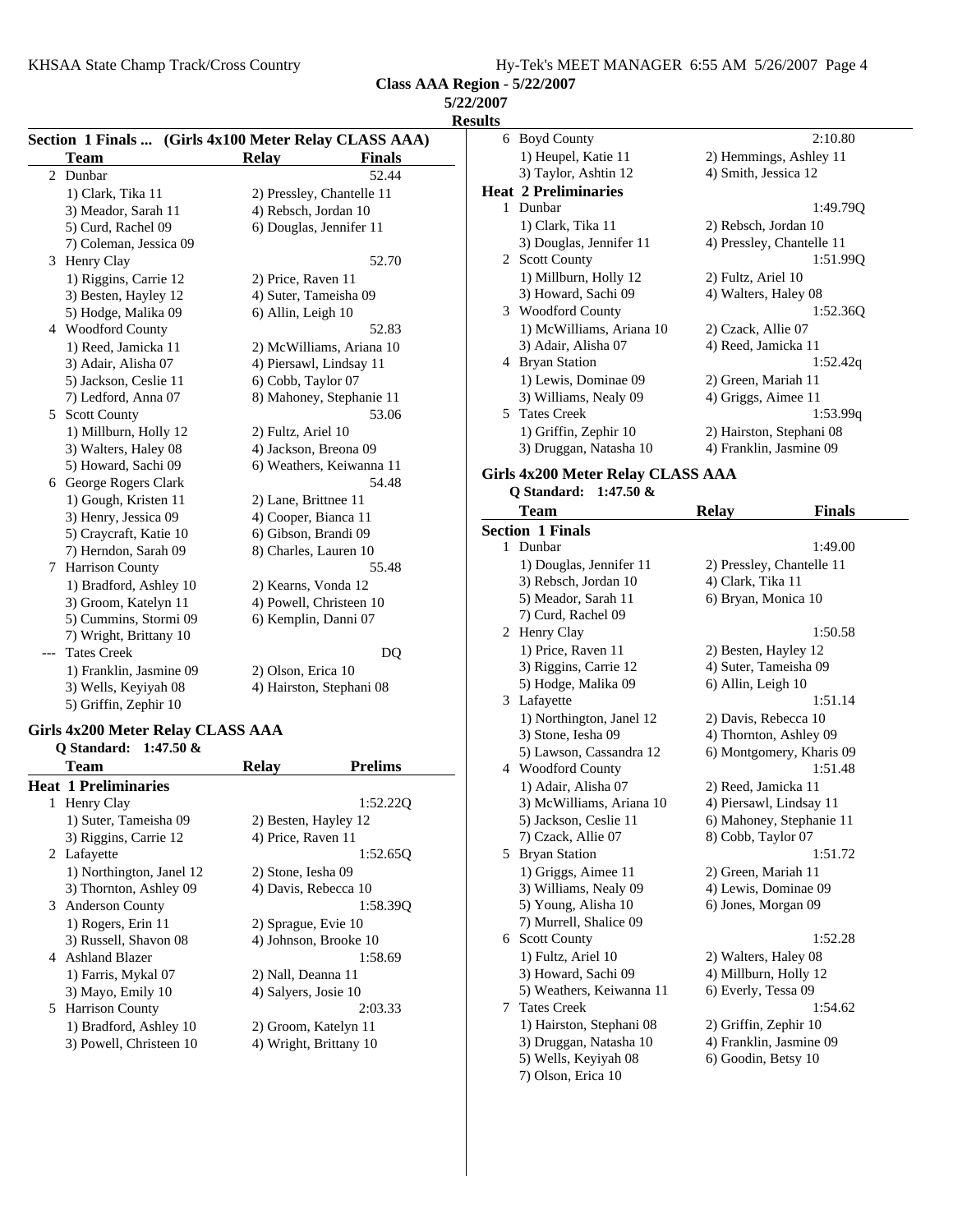**Class AAA Region - 5/22/2007**

**5/22/2007**

**Results**

### Section 1 Finals ... (Girls 4x100 Meter Relay CLASS AAA)

| | Team | Relay | Finals |
|---|---|---|---|
| 2 | Dunbar | | 52.44 |
| | 1) Clark, Tika 11 | 2) Pressley, Chantelle 11 | |
| | 3) Meador, Sarah 11 | 4) Rebsch, Jordan 10 | |
| | 5) Curd, Rachel 09 | 6) Douglas, Jennifer 11 | |
| | 7) Coleman, Jessica 09 | | |
| 3 | Henry Clay | | 52.70 |
| | 1) Riggins, Carrie 12 | 2) Price, Raven 11 | |
| | 3) Besten, Hayley 12 | 4) Suter, Tameisha 09 | |
| | 5) Hodge, Malika 09 | 6) Allin, Leigh 10 | |
| 4 | Woodford County | | 52.83 |
| | 1) Reed, Jamicka 11 | 2) McWilliams, Ariana 10 | |
| | 3) Adair, Alisha 07 | 4) Piersawl, Lindsay 11 | |
| | 5) Jackson, Ceslie 11 | 6) Cobb, Taylor 07 | |
| | 7) Ledford, Anna 07 | 8) Mahoney, Stephanie 11 | |
| 5 | Scott County | | 53.06 |
| | 1) Millburn, Holly 12 | 2) Fultz, Ariel 10 | |
| | 3) Walters, Haley 08 | 4) Jackson, Breona 09 | |
| | 5) Howard, Sachi 09 | 6) Weathers, Keiwanna 11 | |
| 6 | George Rogers Clark | | 54.48 |
| | 1) Gough, Kristen 11 | 2) Lane, Brittnee 11 | |
| | 3) Henry, Jessica 09 | 4) Cooper, Bianca 11 | |
| | 5) Craycraft, Katie 10 | 6) Gibson, Brandi 09 | |
| | 7) Herndon, Sarah 09 | 8) Charles, Lauren 10 | |
| 7 | Harrison County | | 55.48 |
| | 1) Bradford, Ashley 10 | 2) Kearns, Vonda 12 | |
| | 3) Groom, Katelyn 11 | 4) Powell, Christeen 10 | |
| | 5) Cummins, Stormi 09 | 6) Kemplin, Danni 07 | |
| | 7) Wright, Brittany 10 | | |
| --- | Tates Creek | | DQ |
| | 1) Franklin, Jasmine 09 | 2) Olson, Erica 10 | |
| | 3) Wells, Keyiyah 08 | 4) Hairston, Stephani 08 | |
| | 5) Griffin, Zephir 10 | | |

### Girls 4x200 Meter Relay CLASS AAA

Q Standard: 1:47.50 &

| | Team | Relay | Prelims |
|---|---|---|---|
| **Heat 1 Preliminaries** | | | |
| 1 | Henry Clay | | 1:52.22Q |
| | 1) Suter, Tameisha 09 | 2) Besten, Hayley 12 | |
| | 3) Riggins, Carrie 12 | 4) Price, Raven 11 | |
| 2 | Lafayette | | 1:52.65Q |
| | 1) Northington, Janel 12 | 2) Stone, Iesha 09 | |
| | 3) Thornton, Ashley 09 | 4) Davis, Rebecca 10 | |
| 3 | Anderson County | | 1:58.39Q |
| | 1) Rogers, Erin 11 | 2) Sprague, Evie 10 | |
| | 3) Russell, Shavon 08 | 4) Johnson, Brooke 10 | |
| 4 | Ashland Blazer | | 1:58.69 |
| | 1) Farris, Mykal 07 | 2) Nall, Deanna 11 | |
| | 3) Mayo, Emily 10 | 4) Salyers, Josie 10 | |
| 5 | Harrison County | | 2:03.33 |
| | 1) Bradford, Ashley 10 | 2) Groom, Katelyn 11 | |
| | 3) Powell, Christeen 10 | 4) Wright, Brittany 10 | |
| 6 | Boyd County | | 2:10.80 |
| | 1) Heupel, Katie 11 | 2) Hemmings, Ashley 11 | |
| | 3) Taylor, Ashtin 12 | 4) Smith, Jessica 12 | |
| **Heat 2 Preliminaries** | | | |
| 1 | Dunbar | | 1:49.79Q |
| | 1) Clark, Tika 11 | 2) Rebsch, Jordan 10 | |
| | 3) Douglas, Jennifer 11 | 4) Pressley, Chantelle 11 | |
| 2 | Scott County | | 1:51.99Q |
| | 1) Millburn, Holly 12 | 2) Fultz, Ariel 10 | |
| | 3) Howard, Sachi 09 | 4) Walters, Haley 08 | |
| 3 | Woodford County | | 1:52.36Q |
| | 1) McWilliams, Ariana 10 | 2) Czack, Allie 07 | |
| | 3) Adair, Alisha 07 | 4) Reed, Jamicka 11 | |
| 4 | Bryan Station | | 1:52.42q |
| | 1) Lewis, Dominae 09 | 2) Green, Mariah 11 | |
| | 3) Williams, Nealy 09 | 4) Griggs, Aimee 11 | |
| 5 | Tates Creek | | 1:53.99q |
| | 1) Griffin, Zephir 10 | 2) Hairston, Stephani 08 | |
| | 3) Druggan, Natasha 10 | 4) Franklin, Jasmine 09 | |

### Girls 4x200 Meter Relay CLASS AAA

Q Standard: 1:47.50 &

| | Team | Relay | Finals |
|---|---|---|---|
| **Section 1 Finals** | | | |
| 1 | Dunbar | | 1:49.00 |
| | 1) Douglas, Jennifer 11 | 2) Pressley, Chantelle 11 | |
| | 3) Rebsch, Jordan 10 | 4) Clark, Tika 11 | |
| | 5) Meador, Sarah 11 | 6) Bryan, Monica 10 | |
| | 7) Curd, Rachel 09 | | |
| 2 | Henry Clay | | 1:50.58 |
| | 1) Price, Raven 11 | 2) Besten, Hayley 12 | |
| | 3) Riggins, Carrie 12 | 4) Suter, Tameisha 09 | |
| | 5) Hodge, Malika 09 | 6) Allin, Leigh 10 | |
| 3 | Lafayette | | 1:51.14 |
| | 1) Northington, Janel 12 | 2) Davis, Rebecca 10 | |
| | 3) Stone, Iesha 09 | 4) Thornton, Ashley 09 | |
| | 5) Lawson, Cassandra 12 | 6) Montgomery, Kharis 09 | |
| 4 | Woodford County | | 1:51.48 |
| | 1) Adair, Alisha 07 | 2) Reed, Jamicka 11 | |
| | 3) McWilliams, Ariana 10 | 4) Piersawl, Lindsay 11 | |
| | 5) Jackson, Ceslie 11 | 6) Mahoney, Stephanie 11 | |
| | 7) Czack, Allie 07 | 8) Cobb, Taylor 07 | |
| 5 | Bryan Station | | 1:51.72 |
| | 1) Griggs, Aimee 11 | 2) Green, Mariah 11 | |
| | 3) Williams, Nealy 09 | 4) Lewis, Dominae 09 | |
| | 5) Young, Alisha 10 | 6) Jones, Morgan 09 | |
| | 7) Murrell, Shalice 09 | | |
| 6 | Scott County | | 1:52.28 |
| | 1) Fultz, Ariel 10 | 2) Walters, Haley 08 | |
| | 3) Howard, Sachi 09 | 4) Millburn, Holly 12 | |
| | 5) Weathers, Keiwanna 11 | 6) Everly, Tessa 09 | |
| 7 | Tates Creek | | 1:54.62 |
| | 1) Hairston, Stephani 08 | 2) Griffin, Zephir 10 | |
| | 3) Druggan, Natasha 10 | 4) Franklin, Jasmine 09 | |
| | 5) Wells, Keyiyah 08 | 6) Goodin, Betsy 10 | |
| | 7) Olson, Erica 10 | | |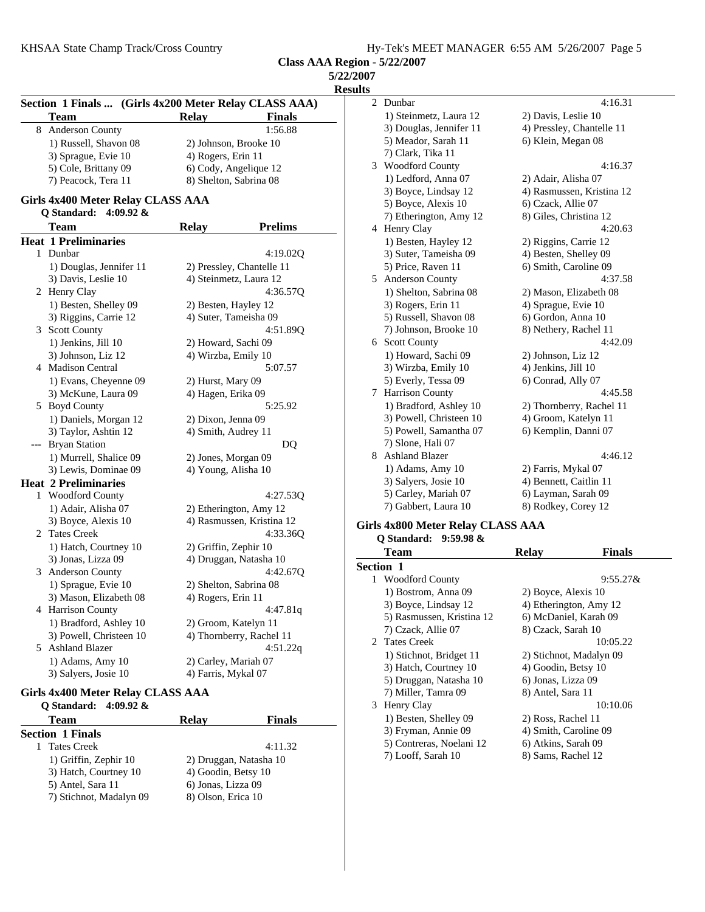**Class AAA Region - 5/22/2007**

**5/22/2007**

**Results**

### Section 1 Finals ... (Girls 4x200 Meter Relay CLASS AAA)

| Team | Relay | Finals |
|---|---|---|
| 8 Anderson County | | 1:56.88 |

1) Russell, Shavon 08 &nbsp; 2) Johnson, Brooke 10
3) Sprague, Evie 10 &nbsp; 4) Rogers, Erin 11
5) Cole, Brittany 09 &nbsp; 6) Cody, Angelique 12
7) Peacock, Tera 11 &nbsp; 8) Shelton, Sabrina 08

### Girls 4x400 Meter Relay CLASS AAA

**Q Standard: 4:09.92 &**

| Team | Relay | Prelims |
|---|---|---|

**Heat 1 Preliminaries**

1 Dunbar — 4:19.02Q
1) Douglas, Jennifer 11 &nbsp; 2) Pressley, Chantelle 11
3) Davis, Leslie 10 &nbsp; 4) Steinmetz, Laura 12

2 Henry Clay — 4:36.57Q
1) Besten, Shelley 09 &nbsp; 2) Besten, Hayley 12
3) Riggins, Carrie 12 &nbsp; 4) Suter, Tameisha 09

3 Scott County — 4:51.89Q
1) Jenkins, Jill 10 &nbsp; 2) Howard, Sachi 09
3) Johnson, Liz 12 &nbsp; 4) Wirzba, Emily 10

4 Madison Central — 5:07.57
1) Evans, Cheyenne 09 &nbsp; 2) Hurst, Mary 09
3) McKune, Laura 09 &nbsp; 4) Hagen, Erika 09

5 Boyd County — 5:25.92
1) Daniels, Morgan 12 &nbsp; 2) Dixon, Jenna 09
3) Taylor, Ashtin 12 &nbsp; 4) Smith, Audrey 11

--- Bryan Station — DQ
1) Murrell, Shalice 09 &nbsp; 2) Jones, Morgan 09
3) Lewis, Dominae 09 &nbsp; 4) Young, Alisha 10

**Heat 2 Preliminaries**

1 Woodford County — 4:27.53Q
1) Adair, Alisha 07 &nbsp; 2) Etherington, Amy 12
3) Boyce, Alexis 10 &nbsp; 4) Rasmussen, Kristina 12

2 Tates Creek — 4:33.36Q
1) Hatch, Courtney 10 &nbsp; 2) Griffin, Zephir 10
3) Jonas, Lizza 09 &nbsp; 4) Druggan, Natasha 10

3 Anderson County — 4:42.67Q
1) Sprague, Evie 10 &nbsp; 2) Shelton, Sabrina 08
3) Mason, Elizabeth 08 &nbsp; 4) Rogers, Erin 11

4 Harrison County — 4:47.81q
1) Bradford, Ashley 10 &nbsp; 2) Groom, Katelyn 11
3) Powell, Christeen 10 &nbsp; 4) Thornberry, Rachel 11

5 Ashland Blazer — 4:51.22q
1) Adams, Amy 10 &nbsp; 2) Carley, Mariah 07
3) Salyers, Josie 10 &nbsp; 4) Farris, Mykal 07

### Girls 4x400 Meter Relay CLASS AAA

**Q Standard: 4:09.92 &**

| Team | Relay | Finals |
|---|---|---|

**Section 1 Finals**

1 Tates Creek — 4:11.32
1) Griffin, Zephir 10 &nbsp; 2) Druggan, Natasha 10
3) Hatch, Courtney 10 &nbsp; 4) Goodin, Betsy 10
5) Antel, Sara 11 &nbsp; 6) Jonas, Lizza 09
7) Stichnot, Madalyn 09 &nbsp; 8) Olson, Erica 10

2 Dunbar — 4:16.31
1) Steinmetz, Laura 12 &nbsp; 2) Davis, Leslie 10
3) Douglas, Jennifer 11 &nbsp; 4) Pressley, Chantelle 11
5) Meador, Sarah 11 &nbsp; 6) Klein, Megan 08
7) Clark, Tika 11

3 Woodford County — 4:16.37
1) Ledford, Anna 07 &nbsp; 2) Adair, Alisha 07
3) Boyce, Lindsay 12 &nbsp; 4) Rasmussen, Kristina 12
5) Boyce, Alexis 10 &nbsp; 6) Czack, Allie 07
7) Etherington, Amy 12 &nbsp; 8) Giles, Christina 12

4 Henry Clay — 4:20.63
1) Besten, Hayley 12 &nbsp; 2) Riggins, Carrie 12
3) Suter, Tameisha 09 &nbsp; 4) Besten, Shelley 09
5) Price, Raven 11 &nbsp; 6) Smith, Caroline 09

5 Anderson County — 4:37.58
1) Shelton, Sabrina 08 &nbsp; 2) Mason, Elizabeth 08
3) Rogers, Erin 11 &nbsp; 4) Sprague, Evie 10
5) Russell, Shavon 08 &nbsp; 6) Gordon, Anna 10
7) Johnson, Brooke 10 &nbsp; 8) Nethery, Rachel 11

6 Scott County — 4:42.09
1) Howard, Sachi 09 &nbsp; 2) Johnson, Liz 12
3) Wirzba, Emily 10 &nbsp; 4) Jenkins, Jill 10
5) Everly, Tessa 09 &nbsp; 6) Conrad, Ally 07

7 Harrison County — 4:45.58
1) Bradford, Ashley 10 &nbsp; 2) Thornberry, Rachel 11
3) Powell, Christeen 10 &nbsp; 4) Groom, Katelyn 11
5) Powell, Samantha 07 &nbsp; 6) Kemplin, Danni 07
7) Slone, Hali 07

8 Ashland Blazer — 4:46.12
1) Adams, Amy 10 &nbsp; 2) Farris, Mykal 07
3) Salyers, Josie 10 &nbsp; 4) Bennett, Caitlin 11
5) Carley, Mariah 07 &nbsp; 6) Layman, Sarah 09
7) Gabbert, Laura 10 &nbsp; 8) Rodkey, Corey 12

### Girls 4x800 Meter Relay CLASS AAA

**Q Standard: 9:59.98 &**

| Team | Relay | Finals |
|---|---|---|

**Section 1**

1 Woodford County — 9:55.27&
1) Bostrom, Anna 09 &nbsp; 2) Boyce, Alexis 10
3) Boyce, Lindsay 12 &nbsp; 4) Etherington, Amy 12
5) Rasmussen, Kristina 12 &nbsp; 6) McDaniel, Karah 09
7) Czack, Allie 07 &nbsp; 8) Czack, Sarah 10

2 Tates Creek — 10:05.22
1) Stichnot, Bridget 11 &nbsp; 2) Stichnot, Madalyn 09
3) Hatch, Courtney 10 &nbsp; 4) Goodin, Betsy 10
5) Druggan, Natasha 10 &nbsp; 6) Jonas, Lizza 09
7) Miller, Tamra 09 &nbsp; 8) Antel, Sara 11

3 Henry Clay — 10:10.06
1) Besten, Shelley 09 &nbsp; 2) Ross, Rachel 11
3) Fryman, Annie 09 &nbsp; 4) Smith, Caroline 09
5) Contreras, Noelani 12 &nbsp; 6) Atkins, Sarah 09
7) Looff, Sarah 10 &nbsp; 8) Sams, Rachel 12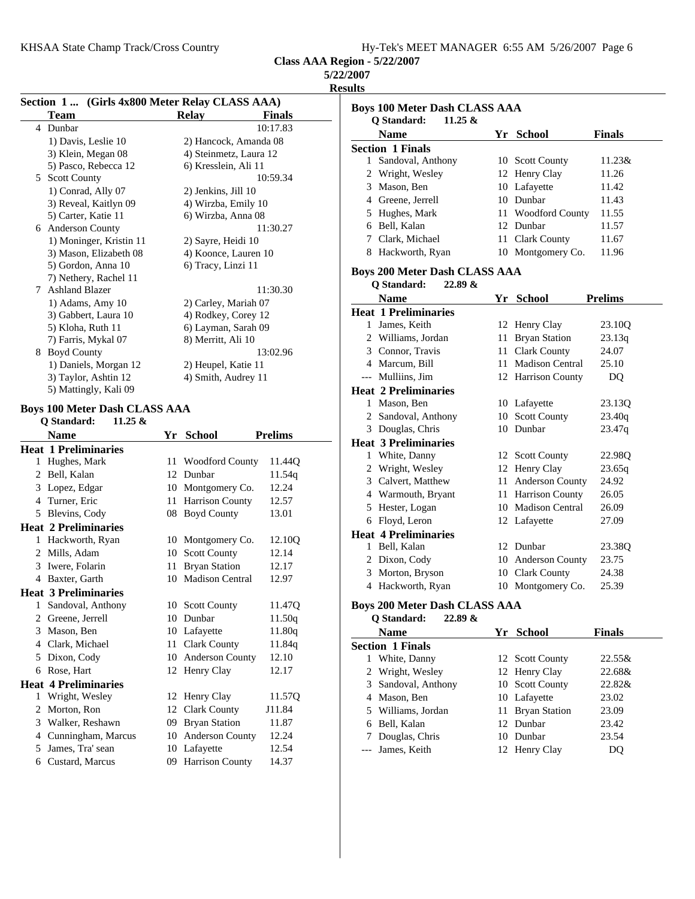**Class AAA Region - 5/22/2007**

**5/22/2007**

**Results**

### Section 1 ... (Girls 4x800 Meter Relay CLASS AAA)

| | Team | Relay | Finals |
|---|---|---|---|
| 4 | Dunbar | | 10:17.83 |
| | 1) Davis, Leslie 10 | 2) Hancock, Amanda 08 | |
| | 3) Klein, Megan 08 | 4) Steinmetz, Laura 12 | |
| | 5) Pasco, Rebecca 12 | 6) Kresslein, Ali 11 | |
| 5 | Scott County | | 10:59.34 |
| | 1) Conrad, Ally 07 | 2) Jenkins, Jill 10 | |
| | 3) Reveal, Kaitlyn 09 | 4) Wirzba, Emily 10 | |
| | 5) Carter, Katie 11 | 6) Wirzba, Anna 08 | |
| 6 | Anderson County | | 11:30.27 |
| | 1) Moninger, Kristin 11 | 2) Sayre, Heidi 10 | |
| | 3) Mason, Elizabeth 08 | 4) Koonce, Lauren 10 | |
| | 5) Gordon, Anna 10 | 6) Tracy, Linzi 11 | |
| | 7) Nethery, Rachel 11 | | |
| 7 | Ashland Blazer | | 11:30.30 |
| | 1) Adams, Amy 10 | 2) Carley, Mariah 07 | |
| | 3) Gabbert, Laura 10 | 4) Rodkey, Corey 12 | |
| | 5) Kloha, Ruth 11 | 6) Layman, Sarah 09 | |
| | 7) Farris, Mykal 07 | 8) Merritt, Ali 10 | |
| 8 | Boyd County | | 13:02.96 |
| | 1) Daniels, Morgan 12 | 2) Heupel, Katie 11 | |
| | 3) Taylor, Ashtin 12 | 4) Smith, Audrey 11 | |
| | 5) Mattingly, Kali 09 | | |

### Boys 100 Meter Dash CLASS AAA

**Q Standard: 11.25 &**

| | Name | Yr | School | Prelims |
|---|---|---|---|---|
| **Heat 1 Preliminaries** | | | | |
| 1 | Hughes, Mark | 11 | Woodford County | 11.44Q |
| 2 | Bell, Kalan | 12 | Dunbar | 11.54q |
| 3 | Lopez, Edgar | 10 | Montgomery Co. | 12.24 |
| 4 | Turner, Eric | 11 | Harrison County | 12.57 |
| 5 | Blevins, Cody | 08 | Boyd County | 13.01 |
| **Heat 2 Preliminaries** | | | | |
| 1 | Hackworth, Ryan | 10 | Montgomery Co. | 12.10Q |
| 2 | Mills, Adam | 10 | Scott County | 12.14 |
| 3 | Iwere, Folarin | 11 | Bryan Station | 12.17 |
| 4 | Baxter, Garth | 10 | Madison Central | 12.97 |
| **Heat 3 Preliminaries** | | | | |
| 1 | Sandoval, Anthony | 10 | Scott County | 11.47Q |
| 2 | Greene, Jerrell | 10 | Dunbar | 11.50q |
| 3 | Mason, Ben | 10 | Lafayette | 11.80q |
| 4 | Clark, Michael | 11 | Clark County | 11.84q |
| 5 | Dixon, Cody | 10 | Anderson County | 12.10 |
| 6 | Rose, Hart | 12 | Henry Clay | 12.17 |
| **Heat 4 Preliminaries** | | | | |
| 1 | Wright, Wesley | 12 | Henry Clay | 11.57Q |
| 2 | Morton, Ron | 12 | Clark County | J11.84 |
| 3 | Walker, Reshawn | 09 | Bryan Station | 11.87 |
| 4 | Cunningham, Marcus | 10 | Anderson County | 12.24 |
| 5 | James, Tra' sean | 10 | Lafayette | 12.54 |
| 6 | Custard, Marcus | 09 | Harrison County | 14.37 |

### Boys 100 Meter Dash CLASS AAA

**Q Standard: 11.25 &**

| | Name | Yr | School | Finals |
|---|---|---|---|---|
| **Section 1 Finals** | | | | |
| 1 | Sandoval, Anthony | 10 | Scott County | 11.23& |
| 2 | Wright, Wesley | 12 | Henry Clay | 11.26 |
| 3 | Mason, Ben | 10 | Lafayette | 11.42 |
| 4 | Greene, Jerrell | 10 | Dunbar | 11.43 |
| 5 | Hughes, Mark | 11 | Woodford County | 11.55 |
| 6 | Bell, Kalan | 12 | Dunbar | 11.57 |
| 7 | Clark, Michael | 11 | Clark County | 11.67 |
| 8 | Hackworth, Ryan | 10 | Montgomery Co. | 11.96 |

### Boys 200 Meter Dash CLASS AAA

**Q Standard: 22.89 &**

| | Name | Yr | School | Prelims |
|---|---|---|---|---|
| **Heat 1 Preliminaries** | | | | |
| 1 | James, Keith | 12 | Henry Clay | 23.10Q |
| 2 | Williams, Jordan | 11 | Bryan Station | 23.13q |
| 3 | Connor, Travis | 11 | Clark County | 24.07 |
| 4 | Marcum, Bill | 11 | Madison Central | 25.10 |
| --- | Mulliins, Jim | 12 | Harrison County | DQ |
| **Heat 2 Preliminaries** | | | | |
| 1 | Mason, Ben | 10 | Lafayette | 23.13Q |
| 2 | Sandoval, Anthony | 10 | Scott County | 23.40q |
| 3 | Douglas, Chris | 10 | Dunbar | 23.47q |
| **Heat 3 Preliminaries** | | | | |
| 1 | White, Danny | 12 | Scott County | 22.98Q |
| 2 | Wright, Wesley | 12 | Henry Clay | 23.65q |
| 3 | Calvert, Matthew | 11 | Anderson County | 24.92 |
| 4 | Warmouth, Bryant | 11 | Harrison County | 26.05 |
| 5 | Hester, Logan | 10 | Madison Central | 26.09 |
| 6 | Floyd, Leron | 12 | Lafayette | 27.09 |
| **Heat 4 Preliminaries** | | | | |
| 1 | Bell, Kalan | 12 | Dunbar | 23.38Q |
| 2 | Dixon, Cody | 10 | Anderson County | 23.75 |
| 3 | Morton, Bryson | 10 | Clark County | 24.38 |
| 4 | Hackworth, Ryan | 10 | Montgomery Co. | 25.39 |

### Boys 200 Meter Dash CLASS AAA

**Q Standard: 22.89 &**

| | Name | Yr | School | Finals |
|---|---|---|---|---|
| **Section 1 Finals** | | | | |
| 1 | White, Danny | 12 | Scott County | 22.55& |
| 2 | Wright, Wesley | 12 | Henry Clay | 22.68& |
| 3 | Sandoval, Anthony | 10 | Scott County | 22.82& |
| 4 | Mason, Ben | 10 | Lafayette | 23.02 |
| 5 | Williams, Jordan | 11 | Bryan Station | 23.09 |
| 6 | Bell, Kalan | 12 | Dunbar | 23.42 |
| 7 | Douglas, Chris | 10 | Dunbar | 23.54 |
| --- | James, Keith | 12 | Henry Clay | DQ |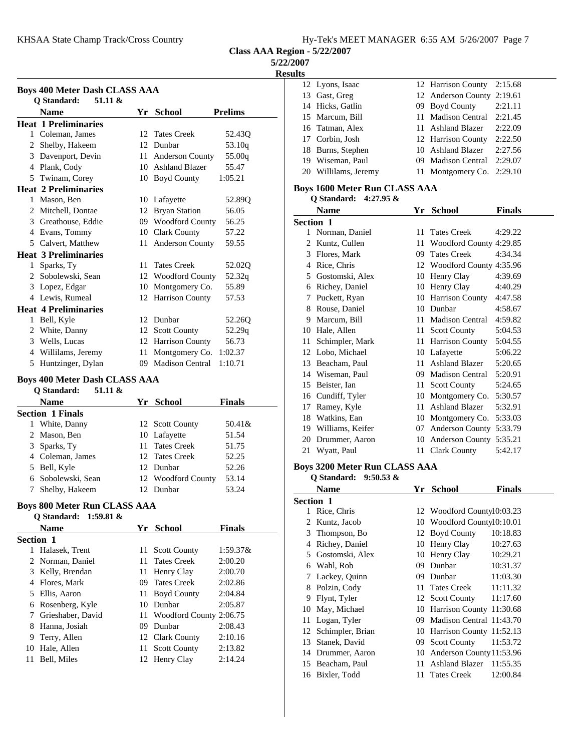Class AAA Region - 5/22/2007

5/22/2007

Results

### Boys 400 Meter Dash CLASS AAA

Q Standard: 51.11 &

| | Name | Yr | School | Prelims |
|---|---|---|---|---|
| **Heat 1 Preliminaries** | | | | |
| 1 | Coleman, James | 12 | Tates Creek | 52.43Q |
| 2 | Shelby, Hakeem | 12 | Dunbar | 53.10q |
| 3 | Davenport, Devin | 11 | Anderson County | 55.00q |
| 4 | Plank, Cody | 10 | Ashland Blazer | 55.47 |
| 5 | Twinam, Corey | 10 | Boyd County | 1:05.21 |
| **Heat 2 Preliminaries** | | | | |
| 1 | Mason, Ben | 10 | Lafayette | 52.89Q |
| 2 | Mitchell, Dontae | 12 | Bryan Station | 56.05 |
| 3 | Greathouse, Eddie | 09 | Woodford County | 56.25 |
| 4 | Evans, Tommy | 10 | Clark County | 57.22 |
| 5 | Calvert, Matthew | 11 | Anderson County | 59.55 |
| **Heat 3 Preliminaries** | | | | |
| 1 | Sparks, Ty | 11 | Tates Creek | 52.02Q |
| 2 | Sobolewski, Sean | 12 | Woodford County | 52.32q |
| 3 | Lopez, Edgar | 10 | Montgomery Co. | 55.89 |
| 4 | Lewis, Rumeal | 12 | Harrison County | 57.53 |
| **Heat 4 Preliminaries** | | | | |
| 1 | Bell, Kyle | 12 | Dunbar | 52.26Q |
| 2 | White, Danny | 12 | Scott County | 52.29q |
| 3 | Wells, Lucas | 12 | Harrison County | 56.73 |
| 4 | Willilams, Jeremy | 11 | Montgomery Co. | 1:02.37 |
| 5 | Huntzinger, Dylan | 09 | Madison Central | 1:10.71 |

### Boys 400 Meter Dash CLASS AAA

Q Standard: 51.11 &

| | Name | Yr | School | Finals |
|---|---|---|---|---|
| **Section 1 Finals** | | | | |
| 1 | White, Danny | 12 | Scott County | 50.41& |
| 2 | Mason, Ben | 10 | Lafayette | 51.54 |
| 3 | Sparks, Ty | 11 | Tates Creek | 51.75 |
| 4 | Coleman, James | 12 | Tates Creek | 52.25 |
| 5 | Bell, Kyle | 12 | Dunbar | 52.26 |
| 6 | Sobolewski, Sean | 12 | Woodford County | 53.14 |
| 7 | Shelby, Hakeem | 12 | Dunbar | 53.24 |

### Boys 800 Meter Run CLASS AAA

Q Standard: 1:59.81 &

| | Name | Yr | School | Finals |
|---|---|---|---|---|
| **Section 1** | | | | |
| 1 | Halasek, Trent | 11 | Scott County | 1:59.37& |
| 2 | Norman, Daniel | 11 | Tates Creek | 2:00.20 |
| 3 | Kelly, Brendan | 11 | Henry Clay | 2:00.70 |
| 4 | Flores, Mark | 09 | Tates Creek | 2:02.86 |
| 5 | Ellis, Aaron | 11 | Boyd County | 2:04.84 |
| 6 | Rosenberg, Kyle | 10 | Dunbar | 2:05.87 |
| 7 | Grieshaber, David | 11 | Woodford County | 2:06.75 |
| 8 | Hanna, Josiah | 09 | Dunbar | 2:08.43 |
| 9 | Terry, Allen | 12 | Clark County | 2:10.16 |
| 10 | Hale, Allen | 11 | Scott County | 2:13.82 |
| 11 | Bell, Miles | 12 | Henry Clay | 2:14.24 |
| 12 | Lyons, Isaac | 12 | Harrison County | 2:15.68 |
| 13 | Gast, Greg | 12 | Anderson County | 2:19.61 |
| 14 | Hicks, Gatlin | 09 | Boyd County | 2:21.11 |
| 15 | Marcum, Bill | 11 | Madison Central | 2:21.45 |
| 16 | Tatman, Alex | 11 | Ashland Blazer | 2:22.09 |
| 17 | Corbin, Josh | 12 | Harrison County | 2:22.50 |
| 18 | Burns, Stephen | 10 | Ashland Blazer | 2:27.56 |
| 19 | Wiseman, Paul | 09 | Madison Central | 2:29.07 |
| 20 | Willilams, Jeremy | 11 | Montgomery Co. | 2:29.10 |

### Boys 1600 Meter Run CLASS AAA

Q Standard: 4:27.95 &

| | Name | Yr | School | Finals |
|---|---|---|---|---|
| **Section 1** | | | | |
| 1 | Norman, Daniel | 11 | Tates Creek | 4:29.22 |
| 2 | Kuntz, Cullen | 11 | Woodford County | 4:29.85 |
| 3 | Flores, Mark | 09 | Tates Creek | 4:34.34 |
| 4 | Rice, Chris | 12 | Woodford County | 4:35.96 |
| 5 | Gostomski, Alex | 10 | Henry Clay | 4:39.69 |
| 6 | Richey, Daniel | 10 | Henry Clay | 4:40.29 |
| 7 | Puckett, Ryan | 10 | Harrison County | 4:47.58 |
| 8 | Rouse, Daniel | 10 | Dunbar | 4:58.67 |
| 9 | Marcum, Bill | 11 | Madison Central | 4:59.82 |
| 10 | Hale, Allen | 11 | Scott County | 5:04.53 |
| 11 | Schimpler, Mark | 11 | Harrison County | 5:04.55 |
| 12 | Lobo, Michael | 10 | Lafayette | 5:06.22 |
| 13 | Beacham, Paul | 11 | Ashland Blazer | 5:20.65 |
| 14 | Wiseman, Paul | 09 | Madison Central | 5:20.91 |
| 15 | Beister, Ian | 11 | Scott County | 5:24.65 |
| 16 | Cundiff, Tyler | 10 | Montgomery Co. | 5:30.57 |
| 17 | Ramey, Kyle | 11 | Ashland Blazer | 5:32.91 |
| 18 | Watkins, Ean | 10 | Montgomery Co. | 5:33.03 |
| 19 | Williams, Keifer | 07 | Anderson County | 5:33.79 |
| 20 | Drummer, Aaron | 10 | Anderson County | 5:35.21 |
| 21 | Wyatt, Paul | 11 | Clark County | 5:42.17 |

### Boys 3200 Meter Run CLASS AAA

Q Standard: 9:50.53 &

| | Name | Yr | School | Finals |
|---|---|---|---|---|
| **Section 1** | | | | |
| 1 | Rice, Chris | 12 | Woodford County | 10:03.23 |
| 2 | Kuntz, Jacob | 10 | Woodford County | 10:10.01 |
| 3 | Thompson, Bo | 12 | Boyd County | 10:18.83 |
| 4 | Richey, Daniel | 10 | Henry Clay | 10:27.63 |
| 5 | Gostomski, Alex | 10 | Henry Clay | 10:29.21 |
| 6 | Wahl, Rob | 09 | Dunbar | 10:31.37 |
| 7 | Lackey, Quinn | 09 | Dunbar | 11:03.30 |
| 8 | Polzin, Cody | 11 | Tates Creek | 11:11.32 |
| 9 | Flynt, Tyler | 12 | Scott County | 11:17.60 |
| 10 | May, Michael | 10 | Harrison County | 11:30.68 |
| 11 | Logan, Tyler | 09 | Madison Central | 11:43.70 |
| 12 | Schimpler, Brian | 10 | Harrison County | 11:52.13 |
| 13 | Stanek, David | 09 | Scott County | 11:53.72 |
| 14 | Drummer, Aaron | 10 | Anderson County | 11:53.96 |
| 15 | Beacham, Paul | 11 | Ashland Blazer | 11:55.35 |
| 16 | Bixler, Todd | 11 | Tates Creek | 12:00.84 |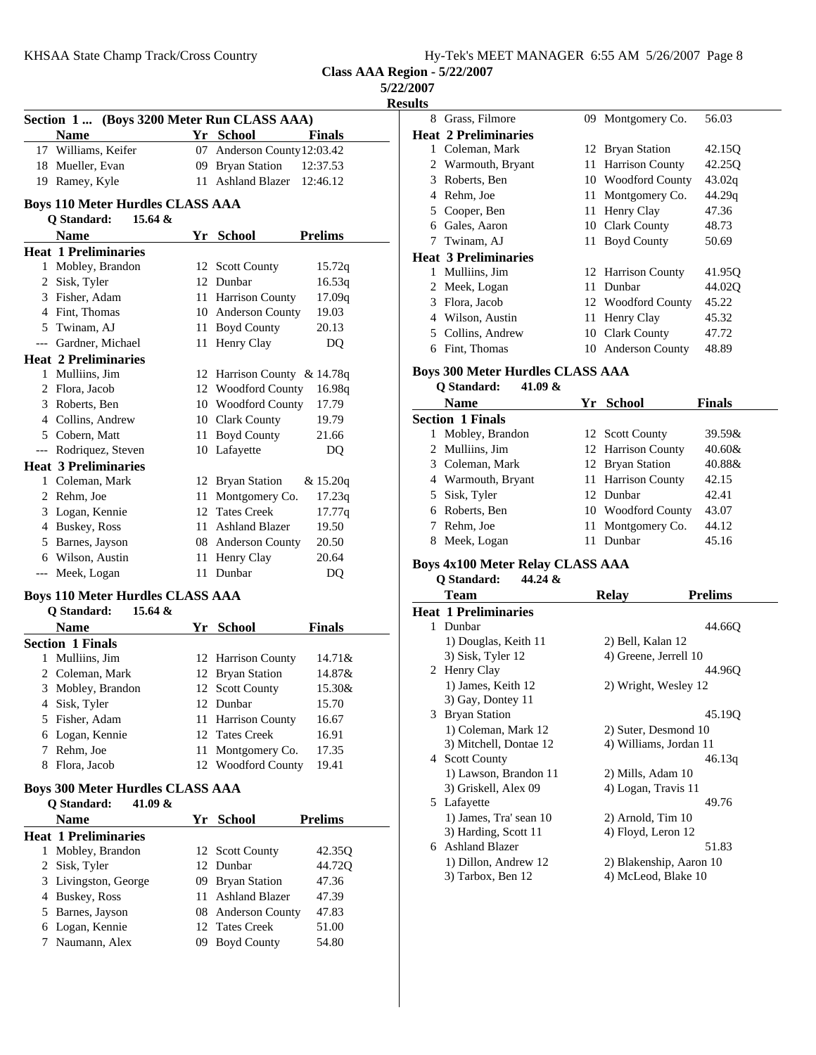Class AAA Region - 5/22/2007

5/22/2007

Results

### Section 1 ... (Boys 3200 Meter Run CLASS AAA)

| | Name | Yr | School | Finals |
|---|---|---|---|---|
| 17 | Williams, Keifer | 07 | Anderson County | 12:03.42 |
| 18 | Mueller, Evan | 09 | Bryan Station | 12:37.53 |
| 19 | Ramey, Kyle | 11 | Ashland Blazer | 12:46.12 |

### Boys 110 Meter Hurdles CLASS AAA

Q Standard: 15.64 &

| | Name | Yr | School | Prelims |
|---|---|---|---|---|
| **Heat 1 Preliminaries** | | | | |
| 1 | Mobley, Brandon | 12 | Scott County | 15.72q |
| 2 | Sisk, Tyler | 12 | Dunbar | 16.53q |
| 3 | Fisher, Adam | 11 | Harrison County | 17.09q |
| 4 | Fint, Thomas | 10 | Anderson County | 19.03 |
| 5 | Twinam, AJ | 11 | Boyd County | 20.13 |
| --- | Gardner, Michael | 11 | Henry Clay | DQ |
| **Heat 2 Preliminaries** | | | | |
| 1 | Mulliins, Jim | 12 | Harrison County | & 14.78q |
| 2 | Flora, Jacob | 12 | Woodford County | 16.98q |
| 3 | Roberts, Ben | 10 | Woodford County | 17.79 |
| 4 | Collins, Andrew | 10 | Clark County | 19.79 |
| 5 | Cobern, Matt | 11 | Boyd County | 21.66 |
| --- | Rodriquez, Steven | 10 | Lafayette | DQ |
| **Heat 3 Preliminaries** | | | | |
| 1 | Coleman, Mark | 12 | Bryan Station | & 15.20q |
| 2 | Rehm, Joe | 11 | Montgomery Co. | 17.23q |
| 3 | Logan, Kennie | 12 | Tates Creek | 17.77q |
| 4 | Buskey, Ross | 11 | Ashland Blazer | 19.50 |
| 5 | Barnes, Jayson | 08 | Anderson County | 20.50 |
| 6 | Wilson, Austin | 11 | Henry Clay | 20.64 |
| --- | Meek, Logan | 11 | Dunbar | DQ |

### Boys 110 Meter Hurdles CLASS AAA

Q Standard: 15.64 &

| | Name | Yr | School | Finals |
|---|---|---|---|---|
| **Section 1 Finals** | | | | |
| 1 | Mulliins, Jim | 12 | Harrison County | 14.71& |
| 2 | Coleman, Mark | 12 | Bryan Station | 14.87& |
| 3 | Mobley, Brandon | 12 | Scott County | 15.30& |
| 4 | Sisk, Tyler | 12 | Dunbar | 15.70 |
| 5 | Fisher, Adam | 11 | Harrison County | 16.67 |
| 6 | Logan, Kennie | 12 | Tates Creek | 16.91 |
| 7 | Rehm, Joe | 11 | Montgomery Co. | 17.35 |
| 8 | Flora, Jacob | 12 | Woodford County | 19.41 |

### Boys 300 Meter Hurdles CLASS AAA

Q Standard: 41.09 &

| | Name | Yr | School | Prelims |
|---|---|---|---|---|
| **Heat 1 Preliminaries** | | | | |
| 1 | Mobley, Brandon | 12 | Scott County | 42.35Q |
| 2 | Sisk, Tyler | 12 | Dunbar | 44.72Q |
| 3 | Livingston, George | 09 | Bryan Station | 47.36 |
| 4 | Buskey, Ross | 11 | Ashland Blazer | 47.39 |
| 5 | Barnes, Jayson | 08 | Anderson County | 47.83 |
| 6 | Logan, Kennie | 12 | Tates Creek | 51.00 |
| 7 | Naumann, Alex | 09 | Boyd County | 54.80 |
| 8 | Grass, Filmore | 09 | Montgomery Co. | 56.03 |
| **Heat 2 Preliminaries** | | | | |
| 1 | Coleman, Mark | 12 | Bryan Station | 42.15Q |
| 2 | Warmouth, Bryant | 11 | Harrison County | 42.25Q |
| 3 | Roberts, Ben | 10 | Woodford County | 43.02q |
| 4 | Rehm, Joe | 11 | Montgomery Co. | 44.29q |
| 5 | Cooper, Ben | 11 | Henry Clay | 47.36 |
| 6 | Gales, Aaron | 10 | Clark County | 48.73 |
| 7 | Twinam, AJ | 11 | Boyd County | 50.69 |
| **Heat 3 Preliminaries** | | | | |
| 1 | Mulliins, Jim | 12 | Harrison County | 41.95Q |
| 2 | Meek, Logan | 11 | Dunbar | 44.02Q |
| 3 | Flora, Jacob | 12 | Woodford County | 45.22 |
| 4 | Wilson, Austin | 11 | Henry Clay | 45.32 |
| 5 | Collins, Andrew | 10 | Clark County | 47.72 |
| 6 | Fint, Thomas | 10 | Anderson County | 48.89 |

### Boys 300 Meter Hurdles CLASS AAA

Q Standard: 41.09 &

| | Name | Yr | School | Finals |
|---|---|---|---|---|
| **Section 1 Finals** | | | | |
| 1 | Mobley, Brandon | 12 | Scott County | 39.59& |
| 2 | Mulliins, Jim | 12 | Harrison County | 40.60& |
| 3 | Coleman, Mark | 12 | Bryan Station | 40.88& |
| 4 | Warmouth, Bryant | 11 | Harrison County | 42.15 |
| 5 | Sisk, Tyler | 12 | Dunbar | 42.41 |
| 6 | Roberts, Ben | 10 | Woodford County | 43.07 |
| 7 | Rehm, Joe | 11 | Montgomery Co. | 44.12 |
| 8 | Meek, Logan | 11 | Dunbar | 45.16 |

### Boys 4x100 Meter Relay CLASS AAA

Q Standard: 44.24 &

| | Team | Relay | Prelims |
|---|---|---|---|
| **Heat 1 Preliminaries** | | | |
| 1 | Dunbar | | 44.66Q |
| | 1) Douglas, Keith 11 | 2) Bell, Kalan 12 | |
| | 3) Sisk, Tyler 12 | 4) Greene, Jerrell 10 | |
| 2 | Henry Clay | | 44.96Q |
| | 1) James, Keith 12 | 2) Wright, Wesley 12 | |
| | 3) Gay, Dontey 11 | | |
| 3 | Bryan Station | | 45.19Q |
| | 1) Coleman, Mark 12 | 2) Suter, Desmond 10 | |
| | 3) Mitchell, Dontae 12 | 4) Williams, Jordan 11 | |
| 4 | Scott County | | 46.13q |
| | 1) Lawson, Brandon 11 | 2) Mills, Adam 10 | |
| | 3) Griskell, Alex 09 | 4) Logan, Travis 11 | |
| 5 | Lafayette | | 49.76 |
| | 1) James, Tra' sean 10 | 2) Arnold, Tim 10 | |
| | 3) Harding, Scott 11 | 4) Floyd, Leron 12 | |
| 6 | Ashland Blazer | | 51.83 |
| | 1) Dillon, Andrew 12 | 2) Blakenship, Aaron 10 | |
| | 3) Tarbox, Ben 12 | 4) McLeod, Blake 10 | |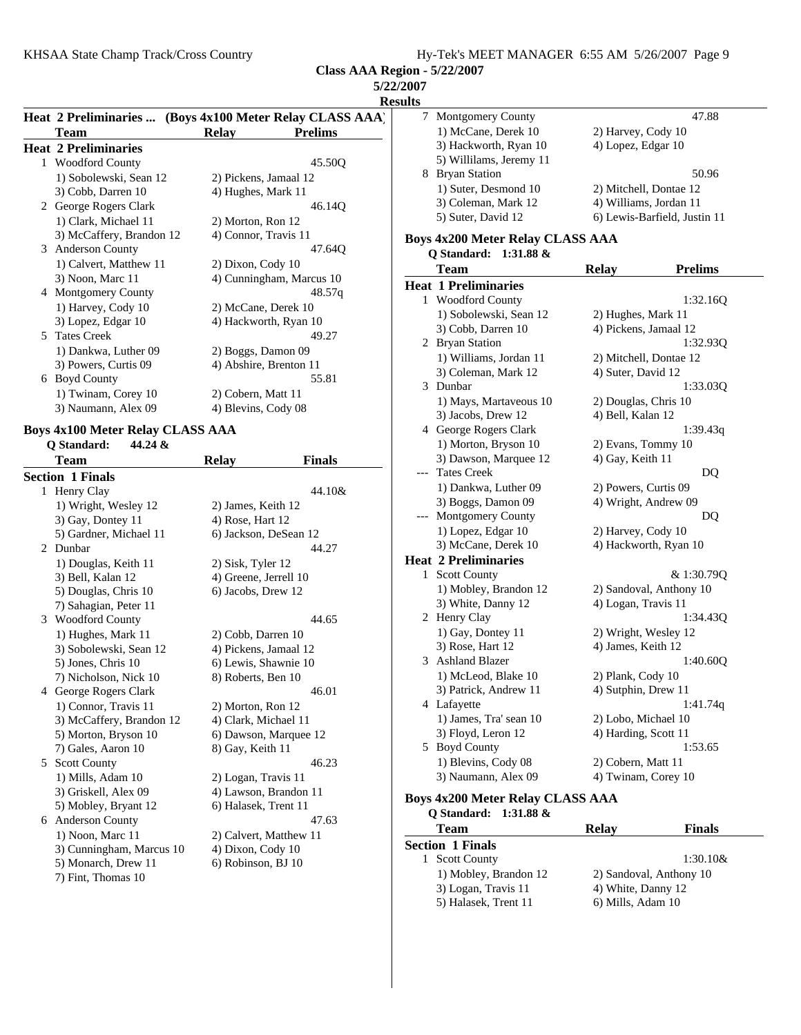## Class AAA Region - 5/22/2007

5/22/2007

**Results**

### Heat 2 Preliminaries ... (Boys 4x100 Meter Relay CLASS AAA)

| | Team | Relay | Prelims |
|---|---|---|---|
| **Heat 2 Preliminaries** | | | |
| 1 | Woodford County | | 45.50Q |
| | 1) Sobolewski, Sean 12 | 2) Pickens, Jamaal 12 | |
| | 3) Cobb, Darren 10 | 4) Hughes, Mark 11 | |
| 2 | George Rogers Clark | | 46.14Q |
| | 1) Clark, Michael 11 | 2) Morton, Ron 12 | |
| | 3) McCaffery, Brandon 12 | 4) Connor, Travis 11 | |
| 3 | Anderson County | | 47.64Q |
| | 1) Calvert, Matthew 11 | 2) Dixon, Cody 10 | |
| | 3) Noon, Marc 11 | 4) Cunningham, Marcus 10 | |
| 4 | Montgomery County | | 48.57q |
| | 1) Harvey, Cody 10 | 2) McCane, Derek 10 | |
| | 3) Lopez, Edgar 10 | 4) Hackworth, Ryan 10 | |
| 5 | Tates Creek | | 49.27 |
| | 1) Dankwa, Luther 09 | 2) Boggs, Damon 09 | |
| | 3) Powers, Curtis 09 | 4) Abshire, Brenton 11 | |
| 6 | Boyd County | | 55.81 |
| | 1) Twinam, Corey 10 | 2) Cobern, Matt 11 | |
| | 3) Naumann, Alex 09 | 4) Blevins, Cody 08 | |

### Boys 4x100 Meter Relay CLASS AAA

**Q Standard: 44.24 &**

| | Team | Relay | Finals |
|---|---|---|---|
| **Section 1 Finals** | | | |
| 1 | Henry Clay | | 44.10& |
| | 1) Wright, Wesley 12 | 2) James, Keith 12 | |
| | 3) Gay, Dontey 11 | 4) Rose, Hart 12 | |
| | 5) Gardner, Michael 11 | 6) Jackson, DeSean 12 | |
| 2 | Dunbar | | 44.27 |
| | 1) Douglas, Keith 11 | 2) Sisk, Tyler 12 | |
| | 3) Bell, Kalan 12 | 4) Greene, Jerrell 10 | |
| | 5) Douglas, Chris 10 | 6) Jacobs, Drew 12 | |
| | 7) Sahagian, Peter 11 | | |
| 3 | Woodford County | | 44.65 |
| | 1) Hughes, Mark 11 | 2) Cobb, Darren 10 | |
| | 3) Sobolewski, Sean 12 | 4) Pickens, Jamaal 12 | |
| | 5) Jones, Chris 10 | 6) Lewis, Shawnie 10 | |
| | 7) Nicholson, Nick 10 | 8) Roberts, Ben 10 | |
| 4 | George Rogers Clark | | 46.01 |
| | 1) Connor, Travis 11 | 2) Morton, Ron 12 | |
| | 3) McCaffery, Brandon 12 | 4) Clark, Michael 11 | |
| | 5) Morton, Bryson 10 | 6) Dawson, Marquee 12 | |
| | 7) Gales, Aaron 10 | 8) Gay, Keith 11 | |
| 5 | Scott County | | 46.23 |
| | 1) Mills, Adam 10 | 2) Logan, Travis 11 | |
| | 3) Griskell, Alex 09 | 4) Lawson, Brandon 11 | |
| | 5) Mobley, Bryant 12 | 6) Halasek, Trent 11 | |
| 6 | Anderson County | | 47.63 |
| | 1) Noon, Marc 11 | 2) Calvert, Matthew 11 | |
| | 3) Cunningham, Marcus 10 | 4) Dixon, Cody 10 | |
| | 5) Monarch, Drew 11 | 6) Robinson, BJ 10 | |
| | 7) Fint, Thomas 10 | | |
| 7 | Montgomery County | | 47.88 |
| | 1) McCane, Derek 10 | 2) Harvey, Cody 10 | |
| | 3) Hackworth, Ryan 10 | 4) Lopez, Edgar 10 | |
| | 5) Willilams, Jeremy 11 | | |
| 8 | Bryan Station | | 50.96 |
| | 1) Suter, Desmond 10 | 2) Mitchell, Dontae 12 | |
| | 3) Coleman, Mark 12 | 4) Williams, Jordan 11 | |
| | 5) Suter, David 12 | 6) Lewis-Barfield, Justin 11 | |

### Boys 4x200 Meter Relay CLASS AAA

**Q Standard: 1:31.88 &**

| | Team | Relay | Prelims |
|---|---|---|---|
| **Heat 1 Preliminaries** | | | |
| 1 | Woodford County | | 1:32.16Q |
| | 1) Sobolewski, Sean 12 | 2) Hughes, Mark 11 | |
| | 3) Cobb, Darren 10 | 4) Pickens, Jamaal 12 | |
| 2 | Bryan Station | | 1:32.93Q |
| | 1) Williams, Jordan 11 | 2) Mitchell, Dontae 12 | |
| | 3) Coleman, Mark 12 | 4) Suter, David 12 | |
| 3 | Dunbar | | 1:33.03Q |
| | 1) Mays, Martaveous 10 | 2) Douglas, Chris 10 | |
| | 3) Jacobs, Drew 12 | 4) Bell, Kalan 12 | |
| 4 | George Rogers Clark | | 1:39.43q |
| | 1) Morton, Bryson 10 | 2) Evans, Tommy 10 | |
| | 3) Dawson, Marquee 12 | 4) Gay, Keith 11 | |
| --- | Tates Creek | | DQ |
| | 1) Dankwa, Luther 09 | 2) Powers, Curtis 09 | |
| | 3) Boggs, Damon 09 | 4) Wright, Andrew 09 | |
| --- | Montgomery County | | DQ |
| | 1) Lopez, Edgar 10 | 2) Harvey, Cody 10 | |
| | 3) McCane, Derek 10 | 4) Hackworth, Ryan 10 | |
| **Heat 2 Preliminaries** | | | |
| 1 | Scott County | | & 1:30.79Q |
| | 1) Mobley, Brandon 12 | 2) Sandoval, Anthony 10 | |
| | 3) White, Danny 12 | 4) Logan, Travis 11 | |
| 2 | Henry Clay | | 1:34.43Q |
| | 1) Gay, Dontey 11 | 2) Wright, Wesley 12 | |
| | 3) Rose, Hart 12 | 4) James, Keith 12 | |
| 3 | Ashland Blazer | | 1:40.60Q |
| | 1) McLeod, Blake 10 | 2) Plank, Cody 10 | |
| | 3) Patrick, Andrew 11 | 4) Sutphin, Drew 11 | |
| 4 | Lafayette | | 1:41.74q |
| | 1) James, Tra' sean 10 | 2) Lobo, Michael 10 | |
| | 3) Floyd, Leron 12 | 4) Harding, Scott 11 | |
| 5 | Boyd County | | 1:53.65 |
| | 1) Blevins, Cody 08 | 2) Cobern, Matt 11 | |
| | 3) Naumann, Alex 09 | 4) Twinam, Corey 10 | |

### Boys 4x200 Meter Relay CLASS AAA

**Q Standard: 1:31.88 &**

| | Team | Relay | Finals |
|---|---|---|---|
| **Section 1 Finals** | | | |
| 1 | Scott County | | 1:30.10& |
| | 1) Mobley, Brandon 12 | 2) Sandoval, Anthony 10 | |
| | 3) Logan, Travis 11 | 4) White, Danny 12 | |
| | 5) Halasek, Trent 11 | 6) Mills, Adam 10 | |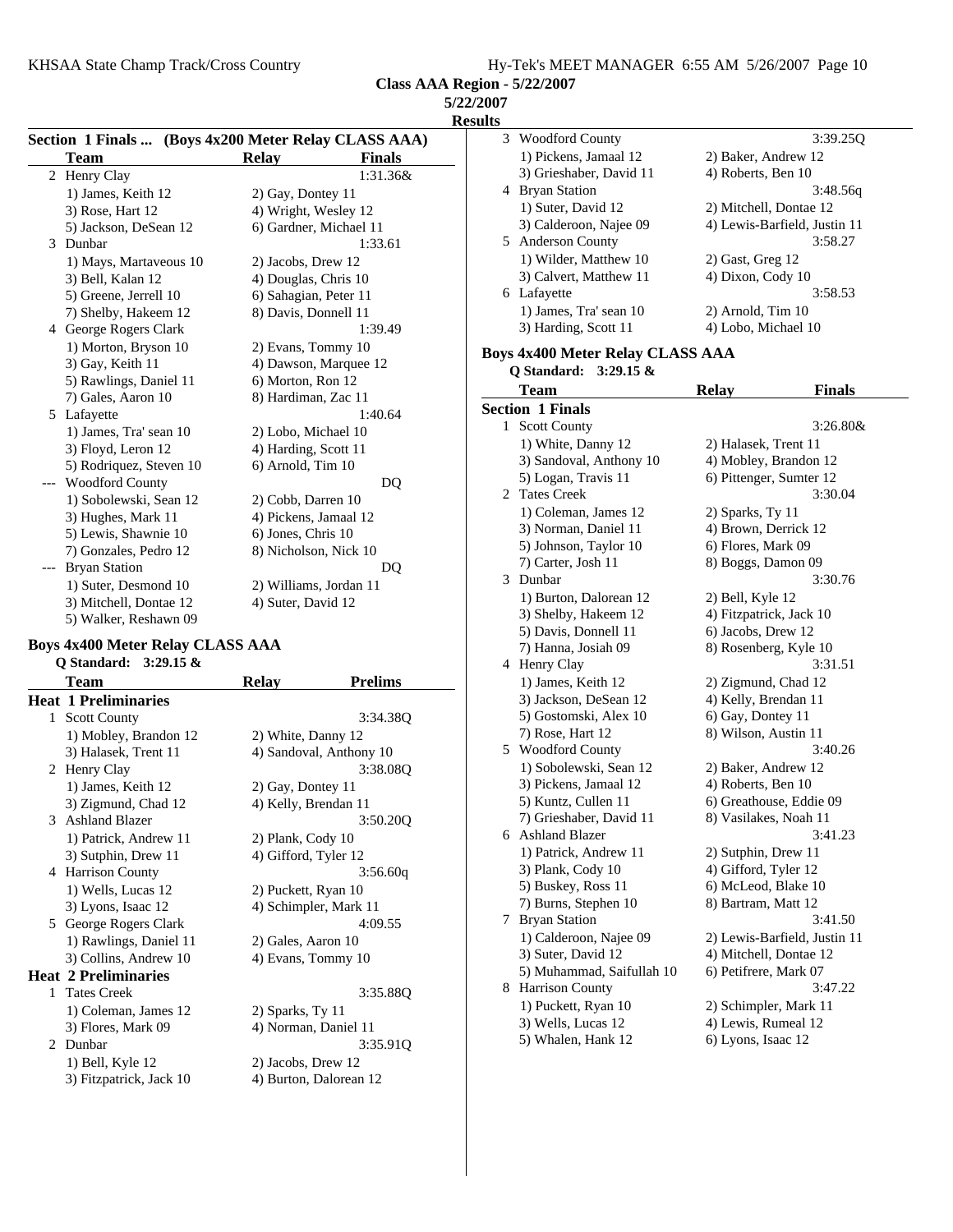**Class AAA Region - 5/22/2007**

**5/22/2007**

**Results**

### Section 1 Finals ... (Boys 4x200 Meter Relay CLASS AAA)

| | Team | Relay | Finals |
|---|---|---|---|
| 2 | Henry Clay | | 1:31.36& |
| | 1) James, Keith 12 | 2) Gay, Dontey 11 | |
| | 3) Rose, Hart 12 | 4) Wright, Wesley 12 | |
| | 5) Jackson, DeSean 12 | 6) Gardner, Michael 11 | |
| 3 | Dunbar | | 1:33.61 |
| | 1) Mays, Martaveous 10 | 2) Jacobs, Drew 12 | |
| | 3) Bell, Kalan 12 | 4) Douglas, Chris 10 | |
| | 5) Greene, Jerrell 10 | 6) Sahagian, Peter 11 | |
| | 7) Shelby, Hakeem 12 | 8) Davis, Donnell 11 | |
| 4 | George Rogers Clark | | 1:39.49 |
| | 1) Morton, Bryson 10 | 2) Evans, Tommy 10 | |
| | 3) Gay, Keith 11 | 4) Dawson, Marquee 12 | |
| | 5) Rawlings, Daniel 11 | 6) Morton, Ron 12 | |
| | 7) Gales, Aaron 10 | 8) Hardiman, Zac 11 | |
| 5 | Lafayette | | 1:40.64 |
| | 1) James, Tra' sean 10 | 2) Lobo, Michael 10 | |
| | 3) Floyd, Leron 12 | 4) Harding, Scott 11 | |
| | 5) Rodriquez, Steven 10 | 6) Arnold, Tim 10 | |
| --- | Woodford County | | DQ |
| | 1) Sobolewski, Sean 12 | 2) Cobb, Darren 10 | |
| | 3) Hughes, Mark 11 | 4) Pickens, Jamaal 12 | |
| | 5) Lewis, Shawnie 10 | 6) Jones, Chris 10 | |
| | 7) Gonzales, Pedro 12 | 8) Nicholson, Nick 10 | |
| --- | Bryan Station | | DQ |
| | 1) Suter, Desmond 10 | 2) Williams, Jordan 11 | |
| | 3) Mitchell, Dontae 12 | 4) Suter, David 12 | |
| | 5) Walker, Reshawn 09 | | |

### Boys 4x400 Meter Relay CLASS AAA

**Q Standard: 3:29.15 &**

| | Team | Relay | Prelims |
|---|---|---|---|
| **Heat 1 Preliminaries** | | | |
| 1 | Scott County | | 3:34.38Q |
| | 1) Mobley, Brandon 12 | 2) White, Danny 12 | |
| | 3) Halasek, Trent 11 | 4) Sandoval, Anthony 10 | |
| 2 | Henry Clay | | 3:38.08Q |
| | 1) James, Keith 12 | 2) Gay, Dontey 11 | |
| | 3) Zigmund, Chad 12 | 4) Kelly, Brendan 11 | |
| 3 | Ashland Blazer | | 3:50.20Q |
| | 1) Patrick, Andrew 11 | 2) Plank, Cody 10 | |
| | 3) Sutphin, Drew 11 | 4) Gifford, Tyler 12 | |
| 4 | Harrison County | | 3:56.60q |
| | 1) Wells, Lucas 12 | 2) Puckett, Ryan 10 | |
| | 3) Lyons, Isaac 12 | 4) Schimpler, Mark 11 | |
| 5 | George Rogers Clark | | 4:09.55 |
| | 1) Rawlings, Daniel 11 | 2) Gales, Aaron 10 | |
| | 3) Collins, Andrew 10 | 4) Evans, Tommy 10 | |
| **Heat 2 Preliminaries** | | | |
| 1 | Tates Creek | | 3:35.88Q |
| | 1) Coleman, James 12 | 2) Sparks, Ty 11 | |
| | 3) Flores, Mark 09 | 4) Norman, Daniel 11 | |
| 2 | Dunbar | | 3:35.91Q |
| | 1) Bell, Kyle 12 | 2) Jacobs, Drew 12 | |
| | 3) Fitzpatrick, Jack 10 | 4) Burton, Dalorean 12 | |
| 3 | Woodford County | | 3:39.25Q |
| | 1) Pickens, Jamaal 12 | 2) Baker, Andrew 12 | |
| | 3) Grieshaber, David 11 | 4) Roberts, Ben 10 | |
| 4 | Bryan Station | | 3:48.56q |
| | 1) Suter, David 12 | 2) Mitchell, Dontae 12 | |
| | 3) Calderoon, Najee 09 | 4) Lewis-Barfield, Justin 11 | |
| 5 | Anderson County | | 3:58.27 |
| | 1) Wilder, Matthew 10 | 2) Gast, Greg 12 | |
| | 3) Calvert, Matthew 11 | 4) Dixon, Cody 10 | |
| 6 | Lafayette | | 3:58.53 |
| | 1) James, Tra' sean 10 | 2) Arnold, Tim 10 | |
| | 3) Harding, Scott 11 | 4) Lobo, Michael 10 | |

### Boys 4x400 Meter Relay CLASS AAA

**Q Standard: 3:29.15 &**

| | Team | Relay | Finals |
|---|---|---|---|
| **Section 1 Finals** | | | |
| 1 | Scott County | | 3:26.80& |
| | 1) White, Danny 12 | 2) Halasek, Trent 11 | |
| | 3) Sandoval, Anthony 10 | 4) Mobley, Brandon 12 | |
| | 5) Logan, Travis 11 | 6) Pittenger, Sumter 12 | |
| 2 | Tates Creek | | 3:30.04 |
| | 1) Coleman, James 12 | 2) Sparks, Ty 11 | |
| | 3) Norman, Daniel 11 | 4) Brown, Derrick 12 | |
| | 5) Johnson, Taylor 10 | 6) Flores, Mark 09 | |
| | 7) Carter, Josh 11 | 8) Boggs, Damon 09 | |
| 3 | Dunbar | | 3:30.76 |
| | 1) Burton, Dalorean 12 | 2) Bell, Kyle 12 | |
| | 3) Shelby, Hakeem 12 | 4) Fitzpatrick, Jack 10 | |
| | 5) Davis, Donnell 11 | 6) Jacobs, Drew 12 | |
| | 7) Hanna, Josiah 09 | 8) Rosenberg, Kyle 10 | |
| 4 | Henry Clay | | 3:31.51 |
| | 1) James, Keith 12 | 2) Zigmund, Chad 12 | |
| | 3) Jackson, DeSean 12 | 4) Kelly, Brendan 11 | |
| | 5) Gostomski, Alex 10 | 6) Gay, Dontey 11 | |
| | 7) Rose, Hart 12 | 8) Wilson, Austin 11 | |
| 5 | Woodford County | | 3:40.26 |
| | 1) Sobolewski, Sean 12 | 2) Baker, Andrew 12 | |
| | 3) Pickens, Jamaal 12 | 4) Roberts, Ben 10 | |
| | 5) Kuntz, Cullen 11 | 6) Greathouse, Eddie 09 | |
| | 7) Grieshaber, David 11 | 8) Vasilakes, Noah 11 | |
| 6 | Ashland Blazer | | 3:41.23 |
| | 1) Patrick, Andrew 11 | 2) Sutphin, Drew 11 | |
| | 3) Plank, Cody 10 | 4) Gifford, Tyler 12 | |
| | 5) Buskey, Ross 11 | 6) McLeod, Blake 10 | |
| | 7) Burns, Stephen 10 | 8) Bartram, Matt 12 | |
| 7 | Bryan Station | | 3:41.50 |
| | 1) Calderoon, Najee 09 | 2) Lewis-Barfield, Justin 11 | |
| | 3) Suter, David 12 | 4) Mitchell, Dontae 12 | |
| | 5) Muhammad, Saifullah 10 | 6) Petifrere, Mark 07 | |
| 8 | Harrison County | | 3:47.22 |
| | 1) Puckett, Ryan 10 | 2) Schimpler, Mark 11 | |
| | 3) Wells, Lucas 12 | 4) Lewis, Rumeal 12 | |
| | 5) Whalen, Hank 12 | 6) Lyons, Isaac 12 | |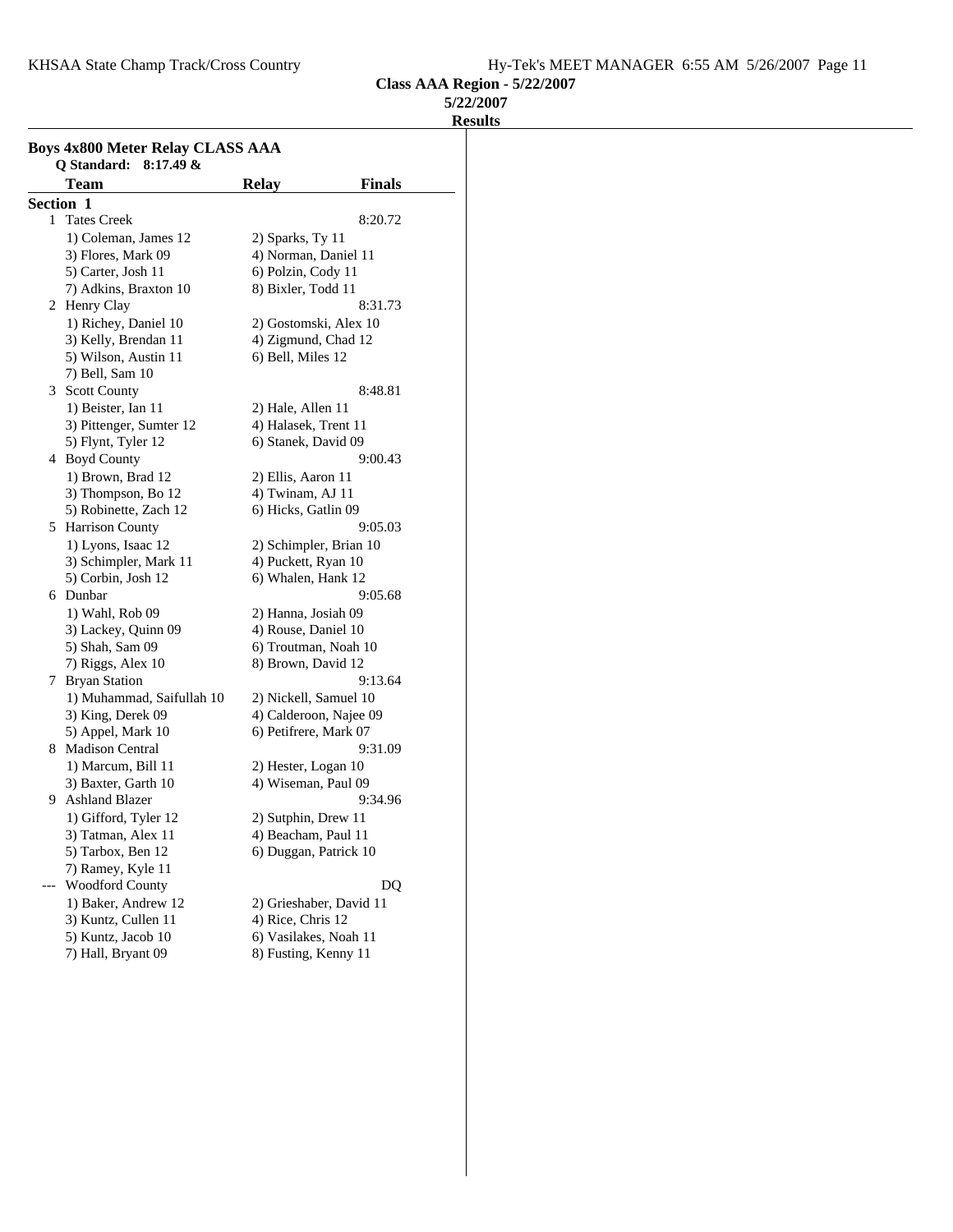**Class AAA Region - 5/22/2007**

**5/22/2007**

**Results**

### Boys 4x800 Meter Relay CLASS AAA

**Q Standard: 8:17.49 &**

| | Team | Relay | Finals |
|---|---|---|---|
| **Section 1** | | | |
| 1 | Tates Creek | | 8:20.72 |
| | 1) Coleman, James 12 | 2) Sparks, Ty 11 | |
| | 3) Flores, Mark 09 | 4) Norman, Daniel 11 | |
| | 5) Carter, Josh 11 | 6) Polzin, Cody 11 | |
| | 7) Adkins, Braxton 10 | 8) Bixler, Todd 11 | |
| 2 | Henry Clay | | 8:31.73 |
| | 1) Richey, Daniel 10 | 2) Gostomski, Alex 10 | |
| | 3) Kelly, Brendan 11 | 4) Zigmund, Chad 12 | |
| | 5) Wilson, Austin 11 | 6) Bell, Miles 12 | |
| | 7) Bell, Sam 10 | | |
| 3 | Scott County | | 8:48.81 |
| | 1) Beister, Ian 11 | 2) Hale, Allen 11 | |
| | 3) Pittenger, Sumter 12 | 4) Halasek, Trent 11 | |
| | 5) Flynt, Tyler 12 | 6) Stanek, David 09 | |
| 4 | Boyd County | | 9:00.43 |
| | 1) Brown, Brad 12 | 2) Ellis, Aaron 11 | |
| | 3) Thompson, Bo 12 | 4) Twinam, AJ 11 | |
| | 5) Robinette, Zach 12 | 6) Hicks, Gatlin 09 | |
| 5 | Harrison County | | 9:05.03 |
| | 1) Lyons, Isaac 12 | 2) Schimpler, Brian 10 | |
| | 3) Schimpler, Mark 11 | 4) Puckett, Ryan 10 | |
| | 5) Corbin, Josh 12 | 6) Whalen, Hank 12 | |
| 6 | Dunbar | | 9:05.68 |
| | 1) Wahl, Rob 09 | 2) Hanna, Josiah 09 | |
| | 3) Lackey, Quinn 09 | 4) Rouse, Daniel 10 | |
| | 5) Shah, Sam 09 | 6) Troutman, Noah 10 | |
| | 7) Riggs, Alex 10 | 8) Brown, David 12 | |
| 7 | Bryan Station | | 9:13.64 |
| | 1) Muhammad, Saifullah 10 | 2) Nickell, Samuel 10 | |
| | 3) King, Derek 09 | 4) Calderoon, Najee 09 | |
| | 5) Appel, Mark 10 | 6) Petifrere, Mark 07 | |
| 8 | Madison Central | | 9:31.09 |
| | 1) Marcum, Bill 11 | 2) Hester, Logan 10 | |
| | 3) Baxter, Garth 10 | 4) Wiseman, Paul 09 | |
| 9 | Ashland Blazer | | 9:34.96 |
| | 1) Gifford, Tyler 12 | 2) Sutphin, Drew 11 | |
| | 3) Tatman, Alex 11 | 4) Beacham, Paul 11 | |
| | 5) Tarbox, Ben 12 | 6) Duggan, Patrick 10 | |
| | 7) Ramey, Kyle 11 | | |
| --- | Woodford County | | DQ |
| | 1) Baker, Andrew 12 | 2) Grieshaber, David 11 | |
| | 3) Kuntz, Cullen 11 | 4) Rice, Chris 12 | |
| | 5) Kuntz, Jacob 10 | 6) Vasilakes, Noah 11 | |
| | 7) Hall, Bryant 09 | 8) Fusting, Kenny 11 | |